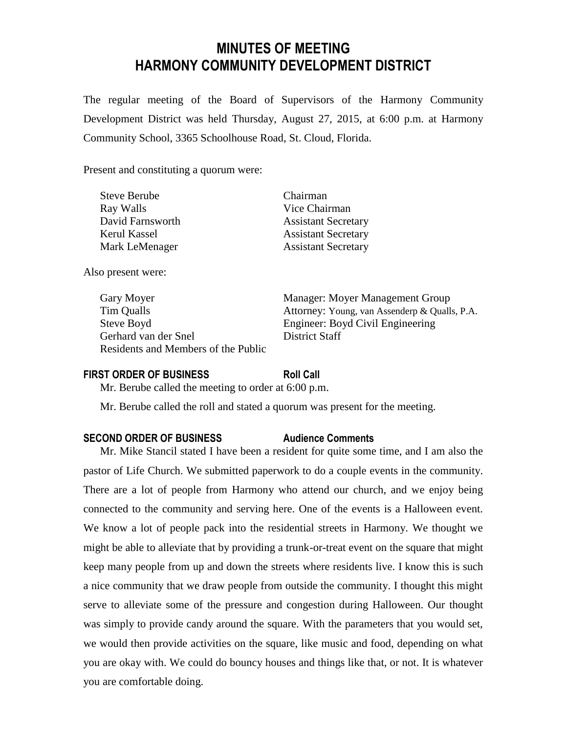# MINUTES OF MEETING
# HARMONY COMMUNITY DEVELOPMENT DISTRICT

The regular meeting of the Board of Supervisors of the Harmony Community Development District was held Thursday, August 27, 2015, at 6:00 p.m. at Harmony Community School, 3365 Schoolhouse Road, St. Cloud, Florida.

Present and constituting a quorum were:

| | |
|---|---|
| Steve Berube | Chairman |
| Ray Walls | Vice Chairman |
| David Farnsworth | Assistant Secretary |
| Kerul Kassel | Assistant Secretary |
| Mark LeMenager | Assistant Secretary |

Also present were:

| | |
|---|---|
| Gary Moyer | Manager: Moyer Management Group |
| Tim Qualls | Attorney: Young, van Assenderp & Qualls, P.A. |
| Steve Boyd | Engineer: Boyd Civil Engineering |
| Gerhard van der Snel | District Staff |
| Residents and Members of the Public | |

### FIRST ORDER OF BUSINESS — Roll Call

Mr. Berube called the meeting to order at 6:00 p.m.

Mr. Berube called the roll and stated a quorum was present for the meeting.

### SECOND ORDER OF BUSINESS — Audience Comments

Mr. Mike Stancil stated I have been a resident for quite some time, and I am also the pastor of Life Church. We submitted paperwork to do a couple events in the community. There are a lot of people from Harmony who attend our church, and we enjoy being connected to the community and serving here. One of the events is a Halloween event. We know a lot of people pack into the residential streets in Harmony. We thought we might be able to alleviate that by providing a trunk-or-treat event on the square that might keep many people from up and down the streets where residents live. I know this is such a nice community that we draw people from outside the community. I thought this might serve to alleviate some of the pressure and congestion during Halloween. Our thought was simply to provide candy around the square. With the parameters that you would set, we would then provide activities on the square, like music and food, depending on what you are okay with. We could do bouncy houses and things like that, or not. It is whatever you are comfortable doing.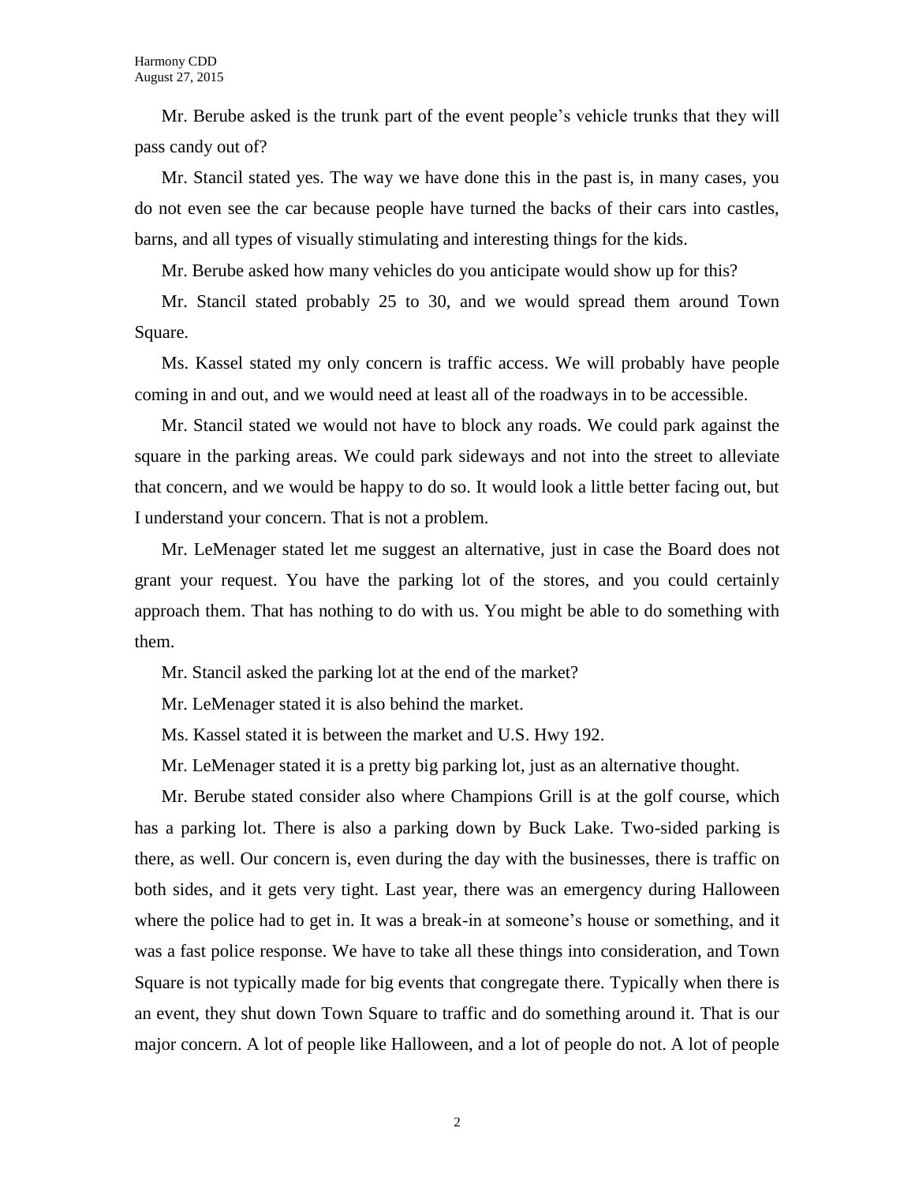Mr. Berube asked is the trunk part of the event people's vehicle trunks that they will pass candy out of?

Mr. Stancil stated yes. The way we have done this in the past is, in many cases, you do not even see the car because people have turned the backs of their cars into castles, barns, and all types of visually stimulating and interesting things for the kids.

Mr. Berube asked how many vehicles do you anticipate would show up for this?

Mr. Stancil stated probably 25 to 30, and we would spread them around Town Square.

Ms. Kassel stated my only concern is traffic access. We will probably have people coming in and out, and we would need at least all of the roadways in to be accessible.

Mr. Stancil stated we would not have to block any roads. We could park against the square in the parking areas. We could park sideways and not into the street to alleviate that concern, and we would be happy to do so. It would look a little better facing out, but I understand your concern. That is not a problem.

Mr. LeMenager stated let me suggest an alternative, just in case the Board does not grant your request. You have the parking lot of the stores, and you could certainly approach them. That has nothing to do with us. You might be able to do something with them.

Mr. Stancil asked the parking lot at the end of the market?

Mr. LeMenager stated it is also behind the market.

Ms. Kassel stated it is between the market and U.S. Hwy 192.

Mr. LeMenager stated it is a pretty big parking lot, just as an alternative thought.

Mr. Berube stated consider also where Champions Grill is at the golf course, which has a parking lot. There is also a parking down by Buck Lake. Two-sided parking is there, as well. Our concern is, even during the day with the businesses, there is traffic on both sides, and it gets very tight. Last year, there was an emergency during Halloween where the police had to get in. It was a break-in at someone's house or something, and it was a fast police response. We have to take all these things into consideration, and Town Square is not typically made for big events that congregate there. Typically when there is an event, they shut down Town Square to traffic and do something around it. That is our major concern. A lot of people like Halloween, and a lot of people do not. A lot of people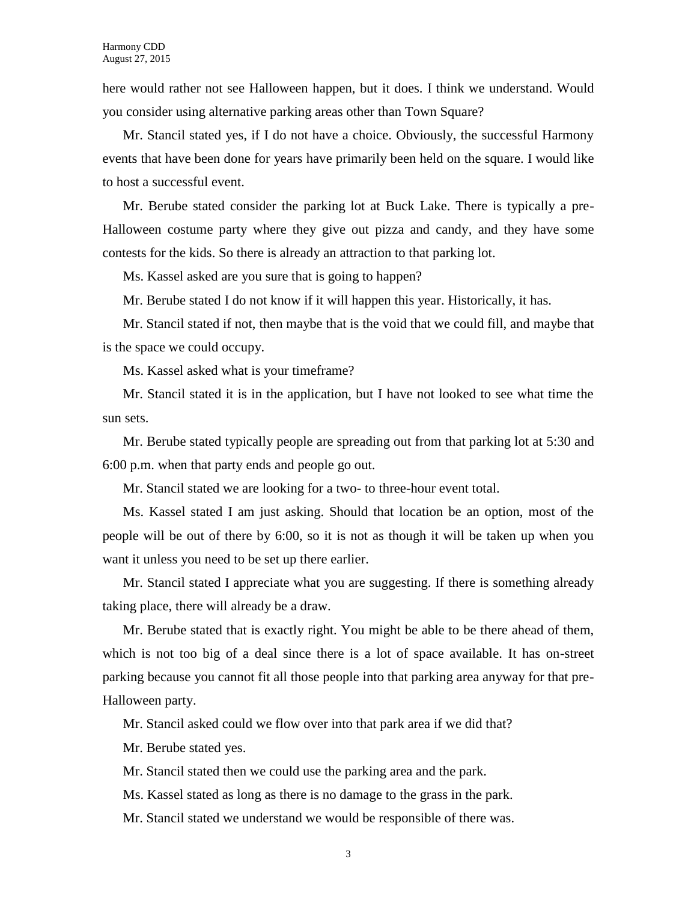here would rather not see Halloween happen, but it does. I think we understand. Would you consider using alternative parking areas other than Town Square?

Mr. Stancil stated yes, if I do not have a choice. Obviously, the successful Harmony events that have been done for years have primarily been held on the square. I would like to host a successful event.

Mr. Berube stated consider the parking lot at Buck Lake. There is typically a pre-Halloween costume party where they give out pizza and candy, and they have some contests for the kids. So there is already an attraction to that parking lot.

Ms. Kassel asked are you sure that is going to happen?

Mr. Berube stated I do not know if it will happen this year. Historically, it has.

Mr. Stancil stated if not, then maybe that is the void that we could fill, and maybe that is the space we could occupy.

Ms. Kassel asked what is your timeframe?

Mr. Stancil stated it is in the application, but I have not looked to see what time the sun sets.

Mr. Berube stated typically people are spreading out from that parking lot at 5:30 and 6:00 p.m. when that party ends and people go out.

Mr. Stancil stated we are looking for a two- to three-hour event total.

Ms. Kassel stated I am just asking. Should that location be an option, most of the people will be out of there by 6:00, so it is not as though it will be taken up when you want it unless you need to be set up there earlier.

Mr. Stancil stated I appreciate what you are suggesting. If there is something already taking place, there will already be a draw.

Mr. Berube stated that is exactly right. You might be able to be there ahead of them, which is not too big of a deal since there is a lot of space available. It has on-street parking because you cannot fit all those people into that parking area anyway for that pre-Halloween party.

Mr. Stancil asked could we flow over into that park area if we did that?

Mr. Berube stated yes.

Mr. Stancil stated then we could use the parking area and the park.

Ms. Kassel stated as long as there is no damage to the grass in the park.

Mr. Stancil stated we understand we would be responsible of there was.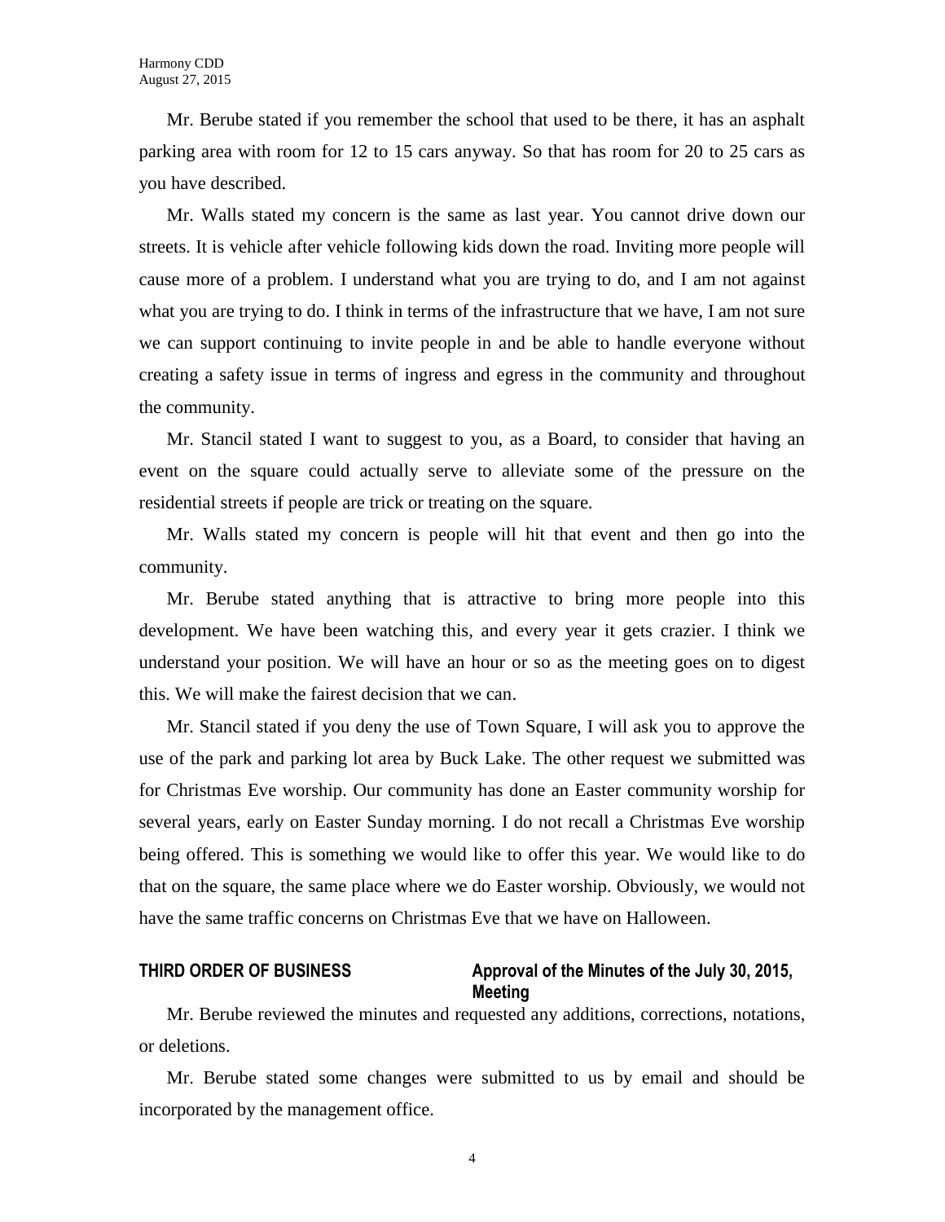Mr. Berube stated if you remember the school that used to be there, it has an asphalt parking area with room for 12 to 15 cars anyway. So that has room for 20 to 25 cars as you have described.

Mr. Walls stated my concern is the same as last year. You cannot drive down our streets. It is vehicle after vehicle following kids down the road. Inviting more people will cause more of a problem. I understand what you are trying to do, and I am not against what you are trying to do. I think in terms of the infrastructure that we have, I am not sure we can support continuing to invite people in and be able to handle everyone without creating a safety issue in terms of ingress and egress in the community and throughout the community.

Mr. Stancil stated I want to suggest to you, as a Board, to consider that having an event on the square could actually serve to alleviate some of the pressure on the residential streets if people are trick or treating on the square.

Mr. Walls stated my concern is people will hit that event and then go into the community.

Mr. Berube stated anything that is attractive to bring more people into this development. We have been watching this, and every year it gets crazier. I think we understand your position. We will have an hour or so as the meeting goes on to digest this. We will make the fairest decision that we can.

Mr. Stancil stated if you deny the use of Town Square, I will ask you to approve the use of the park and parking lot area by Buck Lake. The other request we submitted was for Christmas Eve worship. Our community has done an Easter community worship for several years, early on Easter Sunday morning. I do not recall a Christmas Eve worship being offered. This is something we would like to offer this year. We would like to do that on the square, the same place where we do Easter worship. Obviously, we would not have the same traffic concerns on Christmas Eve that we have on Halloween.

**THIRD ORDER OF BUSINESS — Approval of the Minutes of the July 30, 2015, Meeting**

Mr. Berube reviewed the minutes and requested any additions, corrections, notations, or deletions.

Mr. Berube stated some changes were submitted to us by email and should be incorporated by the management office.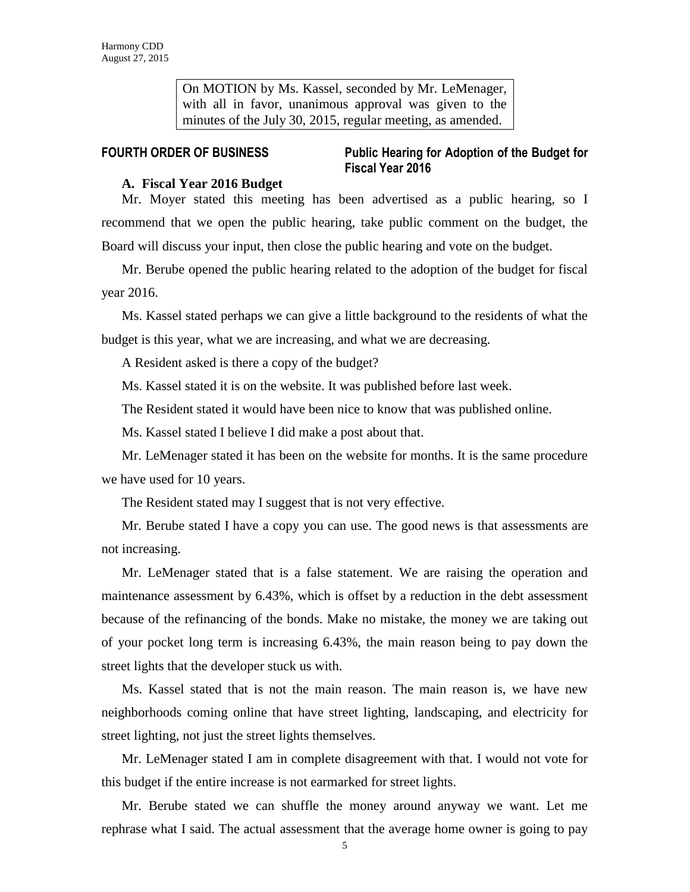On MOTION by Ms. Kassel, seconded by Mr. LeMenager, with all in favor, unanimous approval was given to the minutes of the July 30, 2015, regular meeting, as amended.

**FOURTH ORDER OF BUSINESS** **Public Hearing for Adoption of the Budget for Fiscal Year 2016**

**A. Fiscal Year 2016 Budget**

Mr. Moyer stated this meeting has been advertised as a public hearing, so I recommend that we open the public hearing, take public comment on the budget, the Board will discuss your input, then close the public hearing and vote on the budget.

Mr. Berube opened the public hearing related to the adoption of the budget for fiscal year 2016.

Ms. Kassel stated perhaps we can give a little background to the residents of what the budget is this year, what we are increasing, and what we are decreasing.

A Resident asked is there a copy of the budget?

Ms. Kassel stated it is on the website. It was published before last week.

The Resident stated it would have been nice to know that was published online.

Ms. Kassel stated I believe I did make a post about that.

Mr. LeMenager stated it has been on the website for months. It is the same procedure we have used for 10 years.

The Resident stated may I suggest that is not very effective.

Mr. Berube stated I have a copy you can use. The good news is that assessments are not increasing.

Mr. LeMenager stated that is a false statement. We are raising the operation and maintenance assessment by 6.43%, which is offset by a reduction in the debt assessment because of the refinancing of the bonds. Make no mistake, the money we are taking out of your pocket long term is increasing 6.43%, the main reason being to pay down the street lights that the developer stuck us with.

Ms. Kassel stated that is not the main reason. The main reason is, we have new neighborhoods coming online that have street lighting, landscaping, and electricity for street lighting, not just the street lights themselves.

Mr. LeMenager stated I am in complete disagreement with that. I would not vote for this budget if the entire increase is not earmarked for street lights.

Mr. Berube stated we can shuffle the money around anyway we want. Let me rephrase what I said. The actual assessment that the average home owner is going to pay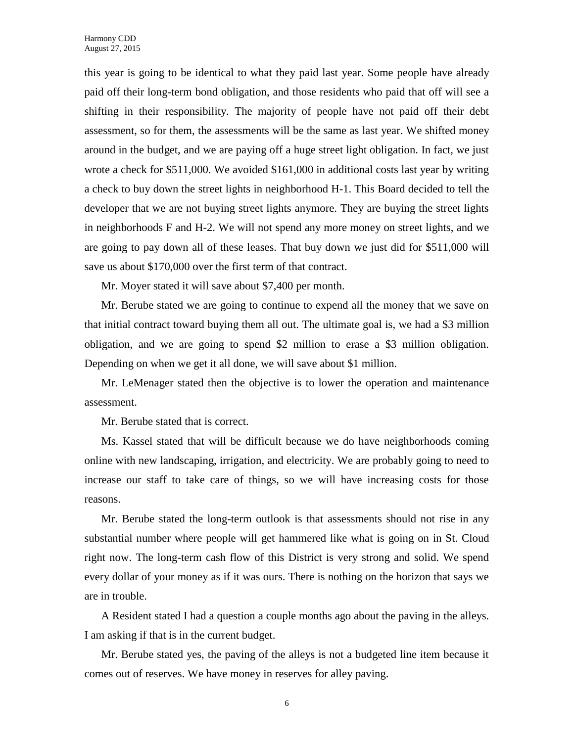this year is going to be identical to what they paid last year. Some people have already paid off their long-term bond obligation, and those residents who paid that off will see a shifting in their responsibility. The majority of people have not paid off their debt assessment, so for them, the assessments will be the same as last year. We shifted money around in the budget, and we are paying off a huge street light obligation. In fact, we just wrote a check for $511,000. We avoided $161,000 in additional costs last year by writing a check to buy down the street lights in neighborhood H-1. This Board decided to tell the developer that we are not buying street lights anymore. They are buying the street lights in neighborhoods F and H-2. We will not spend any more money on street lights, and we are going to pay down all of these leases. That buy down we just did for $511,000 will save us about $170,000 over the first term of that contract.

Mr. Moyer stated it will save about $7,400 per month.

Mr. Berube stated we are going to continue to expend all the money that we save on that initial contract toward buying them all out. The ultimate goal is, we had a $3 million obligation, and we are going to spend $2 million to erase a $3 million obligation. Depending on when we get it all done, we will save about $1 million.

Mr. LeMenager stated then the objective is to lower the operation and maintenance assessment.

Mr. Berube stated that is correct.

Ms. Kassel stated that will be difficult because we do have neighborhoods coming online with new landscaping, irrigation, and electricity. We are probably going to need to increase our staff to take care of things, so we will have increasing costs for those reasons.

Mr. Berube stated the long-term outlook is that assessments should not rise in any substantial number where people will get hammered like what is going on in St. Cloud right now. The long-term cash flow of this District is very strong and solid. We spend every dollar of your money as if it was ours. There is nothing on the horizon that says we are in trouble.

A Resident stated I had a question a couple months ago about the paving in the alleys. I am asking if that is in the current budget.

Mr. Berube stated yes, the paving of the alleys is not a budgeted line item because it comes out of reserves. We have money in reserves for alley paving.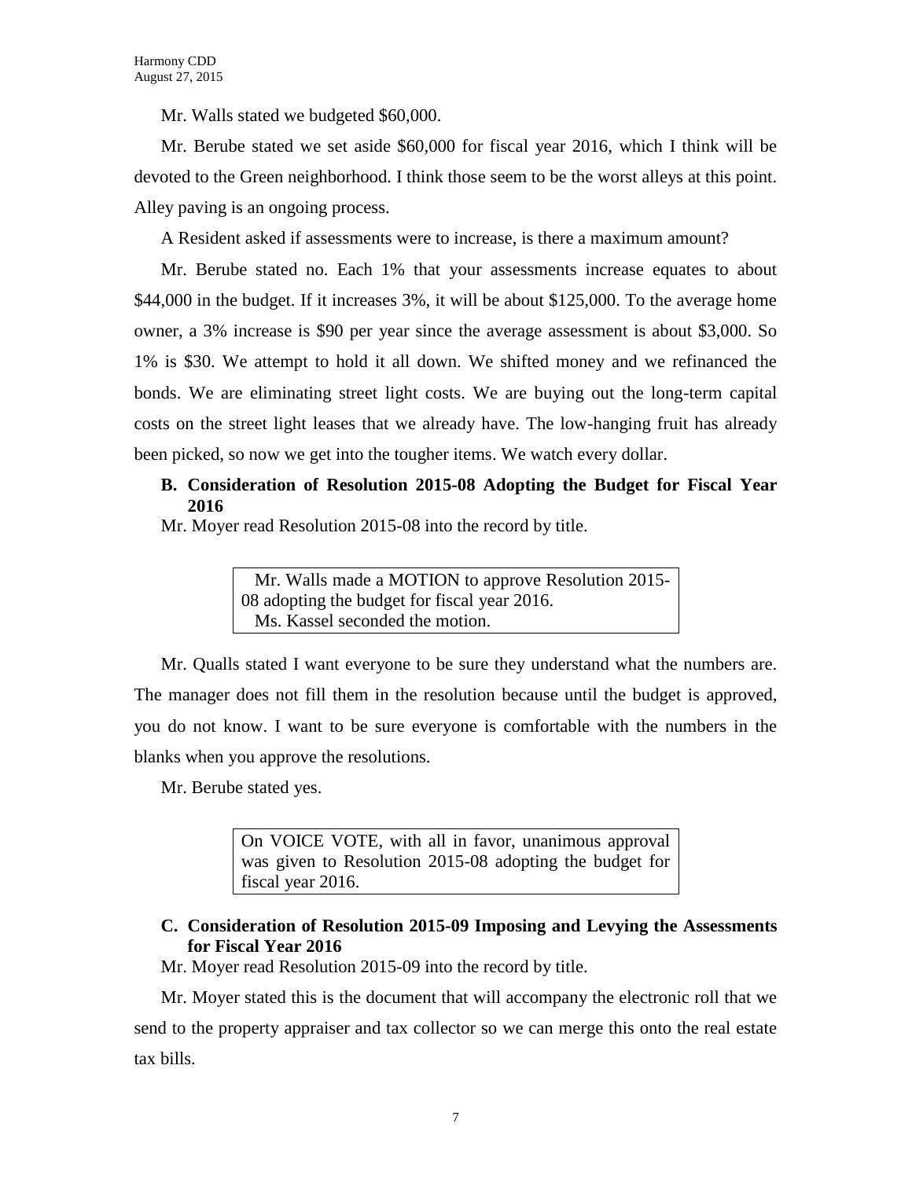Mr. Walls stated we budgeted $60,000.

Mr. Berube stated we set aside $60,000 for fiscal year 2016, which I think will be devoted to the Green neighborhood. I think those seem to be the worst alleys at this point. Alley paving is an ongoing process.

A Resident asked if assessments were to increase, is there a maximum amount?

Mr. Berube stated no. Each 1% that your assessments increase equates to about $44,000 in the budget. If it increases 3%, it will be about $125,000. To the average home owner, a 3% increase is $90 per year since the average assessment is about $3,000. So 1% is $30. We attempt to hold it all down. We shifted money and we refinanced the bonds. We are eliminating street light costs. We are buying out the long-term capital costs on the street light leases that we already have. The low-hanging fruit has already been picked, so now we get into the tougher items. We watch every dollar.

**B. Consideration of Resolution 2015-08 Adopting the Budget for Fiscal Year 2016**

Mr. Moyer read Resolution 2015-08 into the record by title.

> Mr. Walls made a MOTION to approve Resolution 2015-08 adopting the budget for fiscal year 2016.
> Ms. Kassel seconded the motion.

Mr. Qualls stated I want everyone to be sure they understand what the numbers are. The manager does not fill them in the resolution because until the budget is approved, you do not know. I want to be sure everyone is comfortable with the numbers in the blanks when you approve the resolutions.

Mr. Berube stated yes.

> On VOICE VOTE, with all in favor, unanimous approval was given to Resolution 2015-08 adopting the budget for fiscal year 2016.

**C. Consideration of Resolution 2015-09 Imposing and Levying the Assessments for Fiscal Year 2016**

Mr. Moyer read Resolution 2015-09 into the record by title.

Mr. Moyer stated this is the document that will accompany the electronic roll that we send to the property appraiser and tax collector so we can merge this onto the real estate tax bills.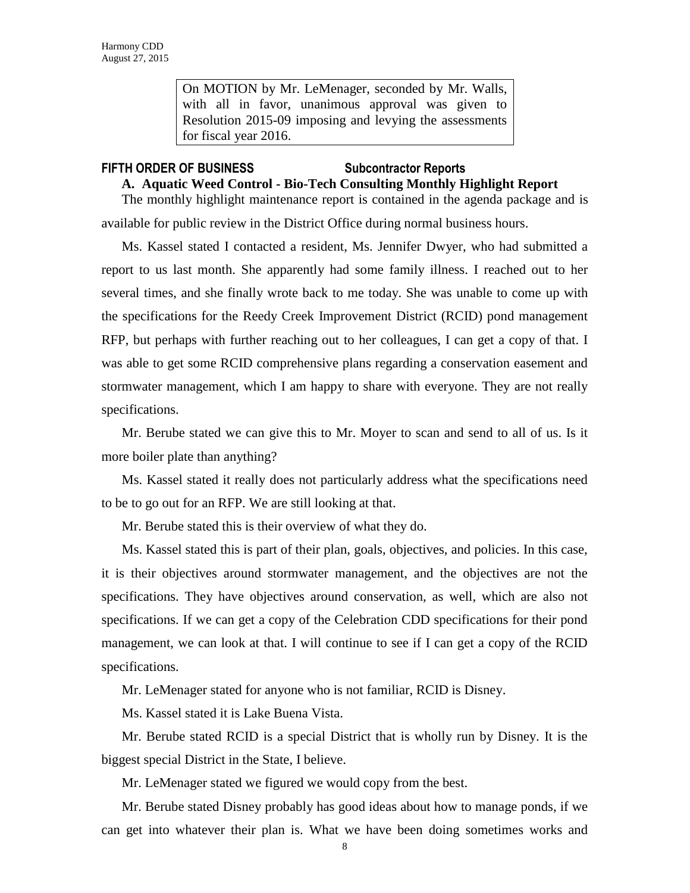On MOTION by Mr. LeMenager, seconded by Mr. Walls, with all in favor, unanimous approval was given to Resolution 2015-09 imposing and levying the assessments for fiscal year 2016.

## FIFTH ORDER OF BUSINESS Subcontractor Reports

### A. Aquatic Weed Control - Bio-Tech Consulting Monthly Highlight Report

The monthly highlight maintenance report is contained in the agenda package and is available for public review in the District Office during normal business hours.

Ms. Kassel stated I contacted a resident, Ms. Jennifer Dwyer, who had submitted a report to us last month. She apparently had some family illness. I reached out to her several times, and she finally wrote back to me today. She was unable to come up with the specifications for the Reedy Creek Improvement District (RCID) pond management RFP, but perhaps with further reaching out to her colleagues, I can get a copy of that. I was able to get some RCID comprehensive plans regarding a conservation easement and stormwater management, which I am happy to share with everyone. They are not really specifications.

Mr. Berube stated we can give this to Mr. Moyer to scan and send to all of us. Is it more boiler plate than anything?

Ms. Kassel stated it really does not particularly address what the specifications need to be to go out for an RFP. We are still looking at that.

Mr. Berube stated this is their overview of what they do.

Ms. Kassel stated this is part of their plan, goals, objectives, and policies. In this case, it is their objectives around stormwater management, and the objectives are not the specifications. They have objectives around conservation, as well, which are also not specifications. If we can get a copy of the Celebration CDD specifications for their pond management, we can look at that. I will continue to see if I can get a copy of the RCID specifications.

Mr. LeMenager stated for anyone who is not familiar, RCID is Disney.

Ms. Kassel stated it is Lake Buena Vista.

Mr. Berube stated RCID is a special District that is wholly run by Disney. It is the biggest special District in the State, I believe.

Mr. LeMenager stated we figured we would copy from the best.

Mr. Berube stated Disney probably has good ideas about how to manage ponds, if we can get into whatever their plan is. What we have been doing sometimes works and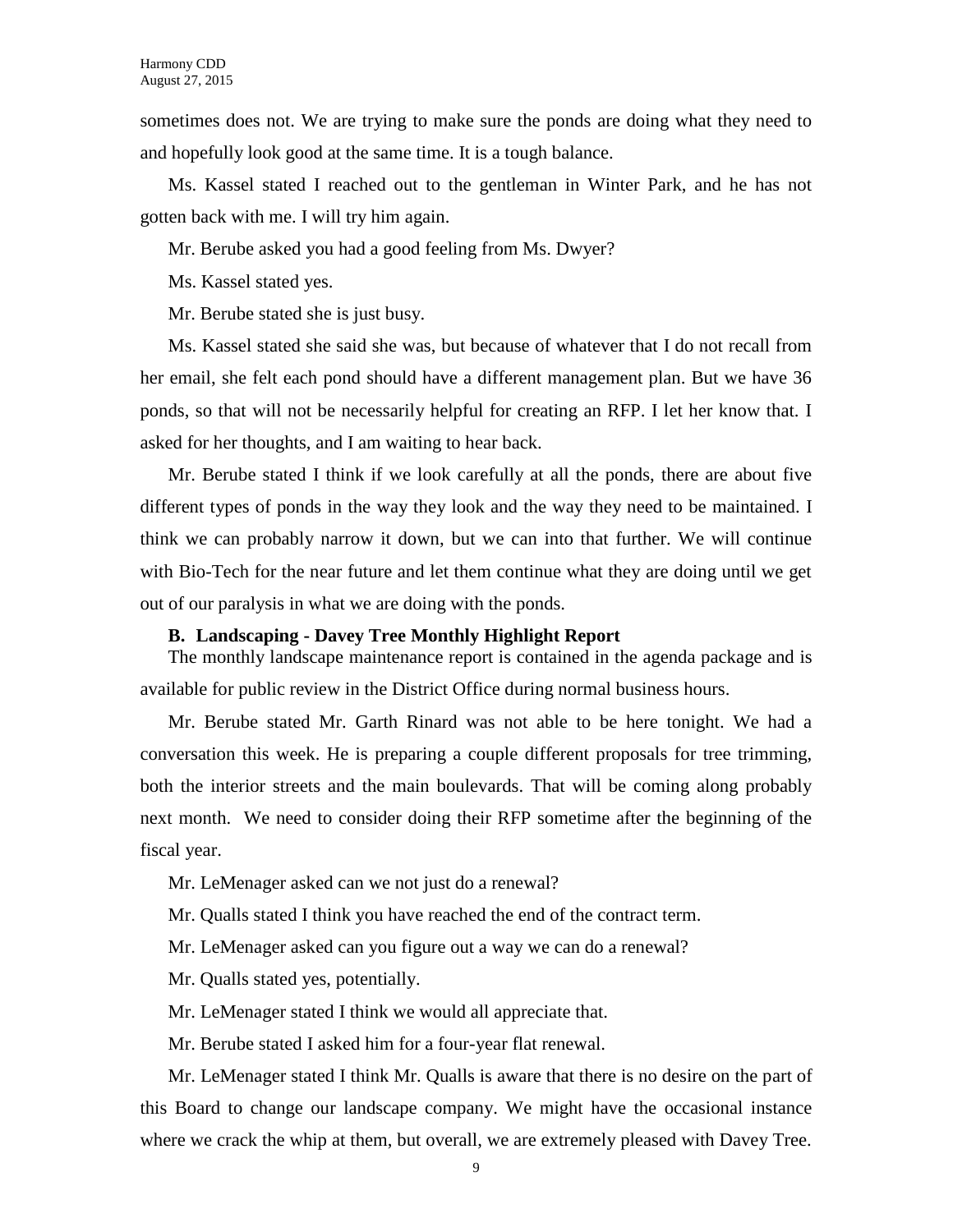sometimes does not. We are trying to make sure the ponds are doing what they need to and hopefully look good at the same time. It is a tough balance.

Ms. Kassel stated I reached out to the gentleman in Winter Park, and he has not gotten back with me. I will try him again.

Mr. Berube asked you had a good feeling from Ms. Dwyer?

Ms. Kassel stated yes.

Mr. Berube stated she is just busy.

Ms. Kassel stated she said she was, but because of whatever that I do not recall from her email, she felt each pond should have a different management plan. But we have 36 ponds, so that will not be necessarily helpful for creating an RFP. I let her know that. I asked for her thoughts, and I am waiting to hear back.

Mr. Berube stated I think if we look carefully at all the ponds, there are about five different types of ponds in the way they look and the way they need to be maintained. I think we can probably narrow it down, but we can into that further. We will continue with Bio-Tech for the near future and let them continue what they are doing until we get out of our paralysis in what we are doing with the ponds.

**B. Landscaping - Davey Tree Monthly Highlight Report**

The monthly landscape maintenance report is contained in the agenda package and is available for public review in the District Office during normal business hours.

Mr. Berube stated Mr. Garth Rinard was not able to be here tonight. We had a conversation this week. He is preparing a couple different proposals for tree trimming, both the interior streets and the main boulevards. That will be coming along probably next month. We need to consider doing their RFP sometime after the beginning of the fiscal year.

Mr. LeMenager asked can we not just do a renewal?

Mr. Qualls stated I think you have reached the end of the contract term.

Mr. LeMenager asked can you figure out a way we can do a renewal?

Mr. Qualls stated yes, potentially.

Mr. LeMenager stated I think we would all appreciate that.

Mr. Berube stated I asked him for a four-year flat renewal.

Mr. LeMenager stated I think Mr. Qualls is aware that there is no desire on the part of this Board to change our landscape company. We might have the occasional instance where we crack the whip at them, but overall, we are extremely pleased with Davey Tree.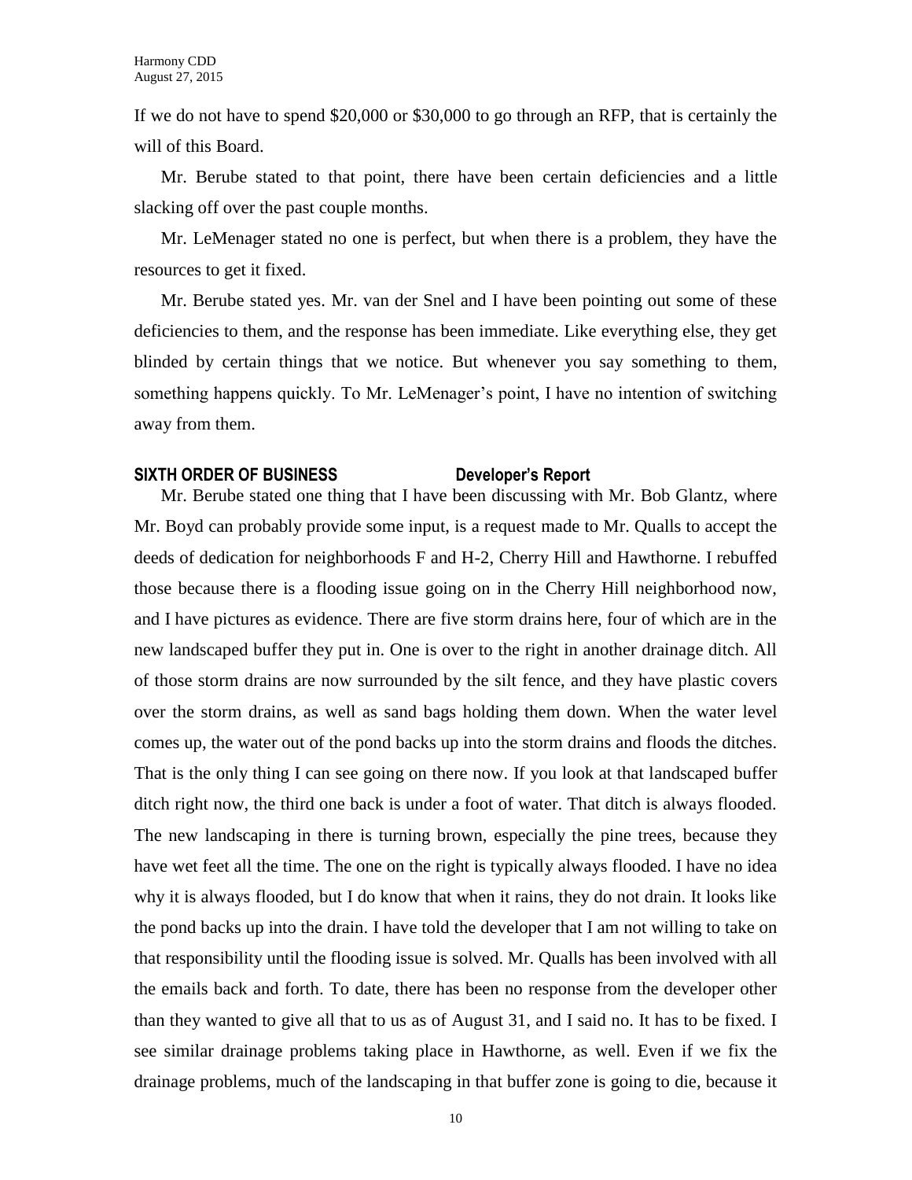If we do not have to spend $20,000 or $30,000 to go through an RFP, that is certainly the will of this Board.

Mr. Berube stated to that point, there have been certain deficiencies and a little slacking off over the past couple months.

Mr. LeMenager stated no one is perfect, but when there is a problem, they have the resources to get it fixed.

Mr. Berube stated yes. Mr. van der Snel and I have been pointing out some of these deficiencies to them, and the response has been immediate. Like everything else, they get blinded by certain things that we notice. But whenever you say something to them, something happens quickly. To Mr. LeMenager's point, I have no intention of switching away from them.

**SIXTH ORDER OF BUSINESS Developer's Report**

Mr. Berube stated one thing that I have been discussing with Mr. Bob Glantz, where Mr. Boyd can probably provide some input, is a request made to Mr. Qualls to accept the deeds of dedication for neighborhoods F and H-2, Cherry Hill and Hawthorne. I rebuffed those because there is a flooding issue going on in the Cherry Hill neighborhood now, and I have pictures as evidence. There are five storm drains here, four of which are in the new landscaped buffer they put in. One is over to the right in another drainage ditch. All of those storm drains are now surrounded by the silt fence, and they have plastic covers over the storm drains, as well as sand bags holding them down. When the water level comes up, the water out of the pond backs up into the storm drains and floods the ditches. That is the only thing I can see going on there now. If you look at that landscaped buffer ditch right now, the third one back is under a foot of water. That ditch is always flooded. The new landscaping in there is turning brown, especially the pine trees, because they have wet feet all the time. The one on the right is typically always flooded. I have no idea why it is always flooded, but I do know that when it rains, they do not drain. It looks like the pond backs up into the drain. I have told the developer that I am not willing to take on that responsibility until the flooding issue is solved. Mr. Qualls has been involved with all the emails back and forth. To date, there has been no response from the developer other than they wanted to give all that to us as of August 31, and I said no. It has to be fixed. I see similar drainage problems taking place in Hawthorne, as well. Even if we fix the drainage problems, much of the landscaping in that buffer zone is going to die, because it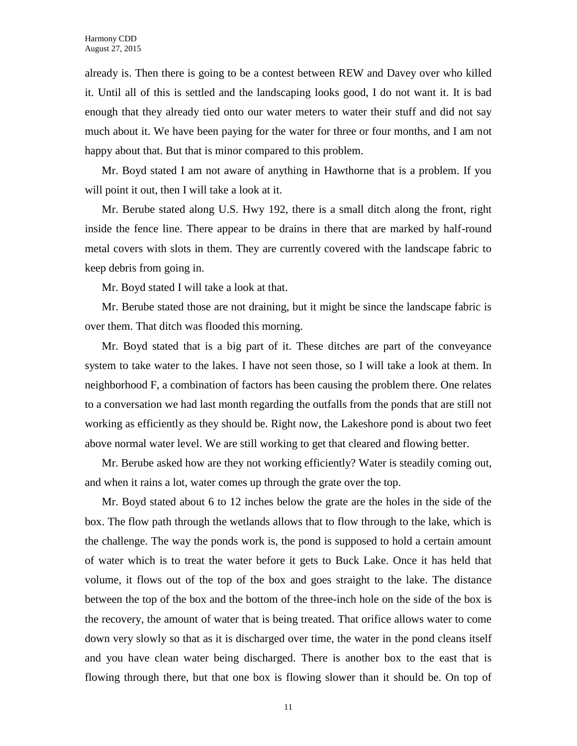already is. Then there is going to be a contest between REW and Davey over who killed it. Until all of this is settled and the landscaping looks good, I do not want it. It is bad enough that they already tied onto our water meters to water their stuff and did not say much about it. We have been paying for the water for three or four months, and I am not happy about that. But that is minor compared to this problem.

Mr. Boyd stated I am not aware of anything in Hawthorne that is a problem. If you will point it out, then I will take a look at it.

Mr. Berube stated along U.S. Hwy 192, there is a small ditch along the front, right inside the fence line. There appear to be drains in there that are marked by half-round metal covers with slots in them. They are currently covered with the landscape fabric to keep debris from going in.

Mr. Boyd stated I will take a look at that.

Mr. Berube stated those are not draining, but it might be since the landscape fabric is over them. That ditch was flooded this morning.

Mr. Boyd stated that is a big part of it. These ditches are part of the conveyance system to take water to the lakes. I have not seen those, so I will take a look at them. In neighborhood F, a combination of factors has been causing the problem there. One relates to a conversation we had last month regarding the outfalls from the ponds that are still not working as efficiently as they should be. Right now, the Lakeshore pond is about two feet above normal water level. We are still working to get that cleared and flowing better.

Mr. Berube asked how are they not working efficiently? Water is steadily coming out, and when it rains a lot, water comes up through the grate over the top.

Mr. Boyd stated about 6 to 12 inches below the grate are the holes in the side of the box. The flow path through the wetlands allows that to flow through to the lake, which is the challenge. The way the ponds work is, the pond is supposed to hold a certain amount of water which is to treat the water before it gets to Buck Lake. Once it has held that volume, it flows out of the top of the box and goes straight to the lake. The distance between the top of the box and the bottom of the three-inch hole on the side of the box is the recovery, the amount of water that is being treated. That orifice allows water to come down very slowly so that as it is discharged over time, the water in the pond cleans itself and you have clean water being discharged. There is another box to the east that is flowing through there, but that one box is flowing slower than it should be. On top of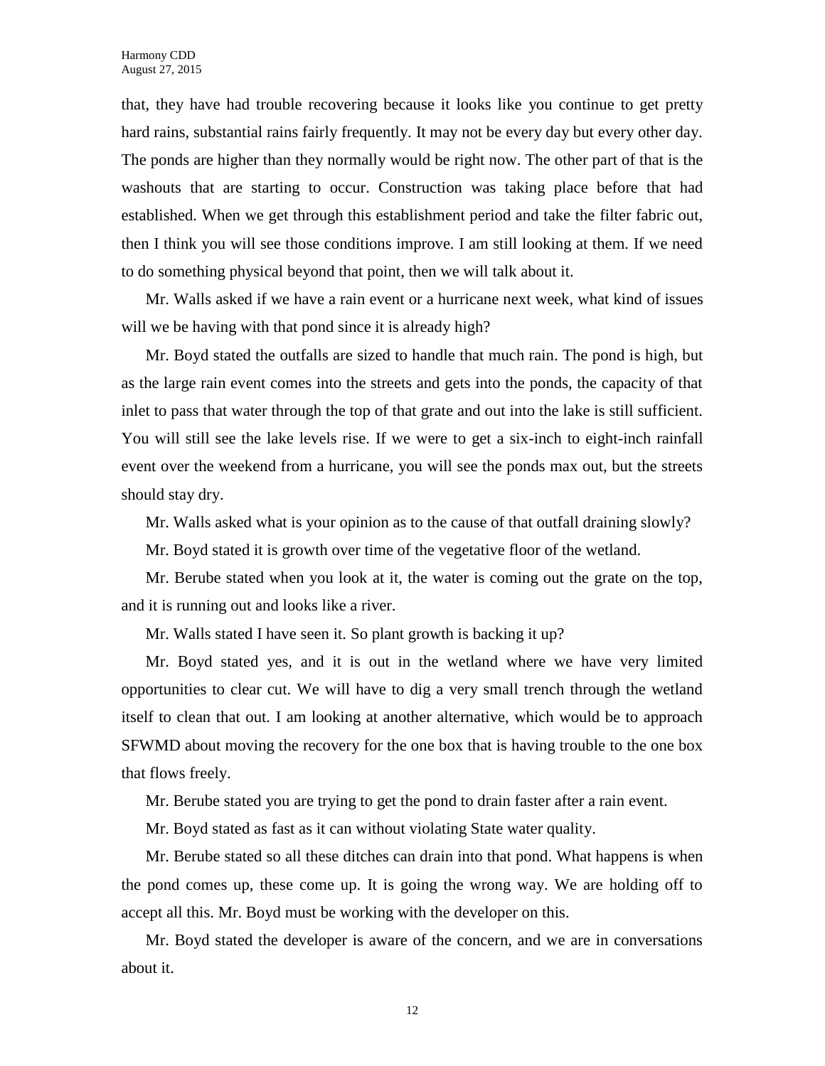that, they have had trouble recovering because it looks like you continue to get pretty hard rains, substantial rains fairly frequently. It may not be every day but every other day. The ponds are higher than they normally would be right now. The other part of that is the washouts that are starting to occur. Construction was taking place before that had established. When we get through this establishment period and take the filter fabric out, then I think you will see those conditions improve. I am still looking at them. If we need to do something physical beyond that point, then we will talk about it.

Mr. Walls asked if we have a rain event or a hurricane next week, what kind of issues will we be having with that pond since it is already high?

Mr. Boyd stated the outfalls are sized to handle that much rain. The pond is high, but as the large rain event comes into the streets and gets into the ponds, the capacity of that inlet to pass that water through the top of that grate and out into the lake is still sufficient. You will still see the lake levels rise. If we were to get a six-inch to eight-inch rainfall event over the weekend from a hurricane, you will see the ponds max out, but the streets should stay dry.

Mr. Walls asked what is your opinion as to the cause of that outfall draining slowly?

Mr. Boyd stated it is growth over time of the vegetative floor of the wetland.

Mr. Berube stated when you look at it, the water is coming out the grate on the top, and it is running out and looks like a river.

Mr. Walls stated I have seen it. So plant growth is backing it up?

Mr. Boyd stated yes, and it is out in the wetland where we have very limited opportunities to clear cut. We will have to dig a very small trench through the wetland itself to clean that out. I am looking at another alternative, which would be to approach SFWMD about moving the recovery for the one box that is having trouble to the one box that flows freely.

Mr. Berube stated you are trying to get the pond to drain faster after a rain event.

Mr. Boyd stated as fast as it can without violating State water quality.

Mr. Berube stated so all these ditches can drain into that pond. What happens is when the pond comes up, these come up. It is going the wrong way. We are holding off to accept all this. Mr. Boyd must be working with the developer on this.

Mr. Boyd stated the developer is aware of the concern, and we are in conversations about it.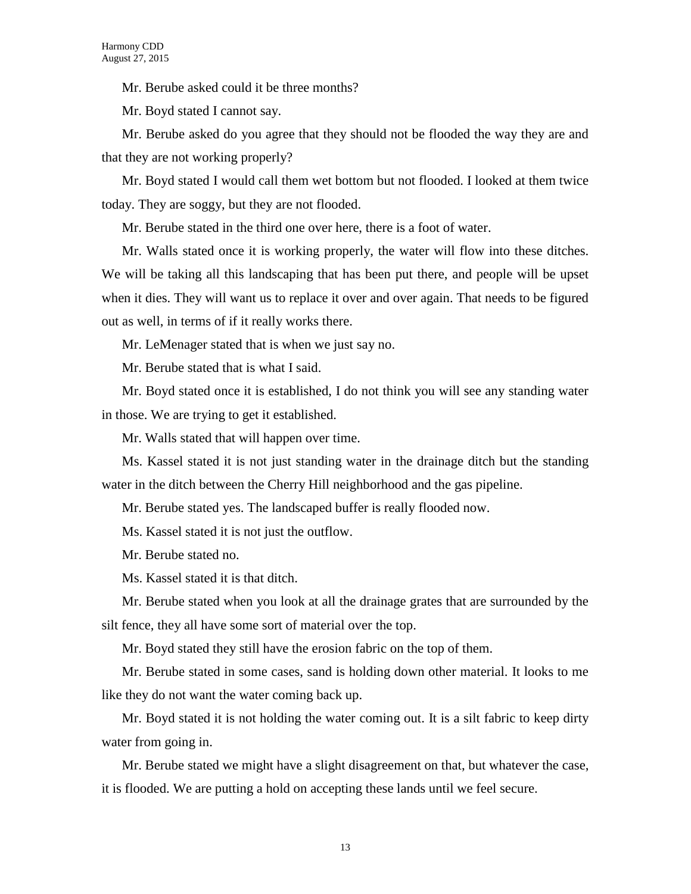Mr. Berube asked could it be three months?

Mr. Boyd stated I cannot say.

Mr. Berube asked do you agree that they should not be flooded the way they are and that they are not working properly?

Mr. Boyd stated I would call them wet bottom but not flooded. I looked at them twice today. They are soggy, but they are not flooded.

Mr. Berube stated in the third one over here, there is a foot of water.

Mr. Walls stated once it is working properly, the water will flow into these ditches. We will be taking all this landscaping that has been put there, and people will be upset when it dies. They will want us to replace it over and over again. That needs to be figured out as well, in terms of if it really works there.

Mr. LeMenager stated that is when we just say no.

Mr. Berube stated that is what I said.

Mr. Boyd stated once it is established, I do not think you will see any standing water in those. We are trying to get it established.

Mr. Walls stated that will happen over time.

Ms. Kassel stated it is not just standing water in the drainage ditch but the standing water in the ditch between the Cherry Hill neighborhood and the gas pipeline.

Mr. Berube stated yes. The landscaped buffer is really flooded now.

Ms. Kassel stated it is not just the outflow.

Mr. Berube stated no.

Ms. Kassel stated it is that ditch.

Mr. Berube stated when you look at all the drainage grates that are surrounded by the silt fence, they all have some sort of material over the top.

Mr. Boyd stated they still have the erosion fabric on the top of them.

Mr. Berube stated in some cases, sand is holding down other material. It looks to me like they do not want the water coming back up.

Mr. Boyd stated it is not holding the water coming out. It is a silt fabric to keep dirty water from going in.

Mr. Berube stated we might have a slight disagreement on that, but whatever the case, it is flooded. We are putting a hold on accepting these lands until we feel secure.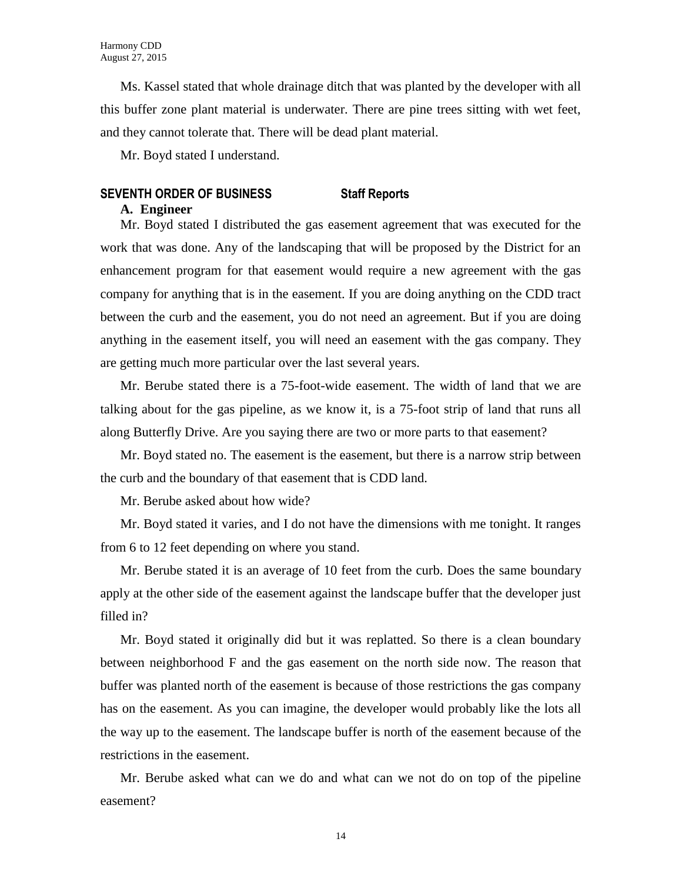Ms. Kassel stated that whole drainage ditch that was planted by the developer with all this buffer zone plant material is underwater. There are pine trees sitting with wet feet, and they cannot tolerate that. There will be dead plant material.

Mr. Boyd stated I understand.

## SEVENTH ORDER OF BUSINESS Staff Reports

### A. Engineer

Mr. Boyd stated I distributed the gas easement agreement that was executed for the work that was done. Any of the landscaping that will be proposed by the District for an enhancement program for that easement would require a new agreement with the gas company for anything that is in the easement. If you are doing anything on the CDD tract between the curb and the easement, you do not need an agreement. But if you are doing anything in the easement itself, you will need an easement with the gas company. They are getting much more particular over the last several years.

Mr. Berube stated there is a 75-foot-wide easement. The width of land that we are talking about for the gas pipeline, as we know it, is a 75-foot strip of land that runs all along Butterfly Drive. Are you saying there are two or more parts to that easement?

Mr. Boyd stated no. The easement is the easement, but there is a narrow strip between the curb and the boundary of that easement that is CDD land.

Mr. Berube asked about how wide?

Mr. Boyd stated it varies, and I do not have the dimensions with me tonight. It ranges from 6 to 12 feet depending on where you stand.

Mr. Berube stated it is an average of 10 feet from the curb. Does the same boundary apply at the other side of the easement against the landscape buffer that the developer just filled in?

Mr. Boyd stated it originally did but it was replatted. So there is a clean boundary between neighborhood F and the gas easement on the north side now. The reason that buffer was planted north of the easement is because of those restrictions the gas company has on the easement. As you can imagine, the developer would probably like the lots all the way up to the easement. The landscape buffer is north of the easement because of the restrictions in the easement.

Mr. Berube asked what can we do and what can we not do on top of the pipeline easement?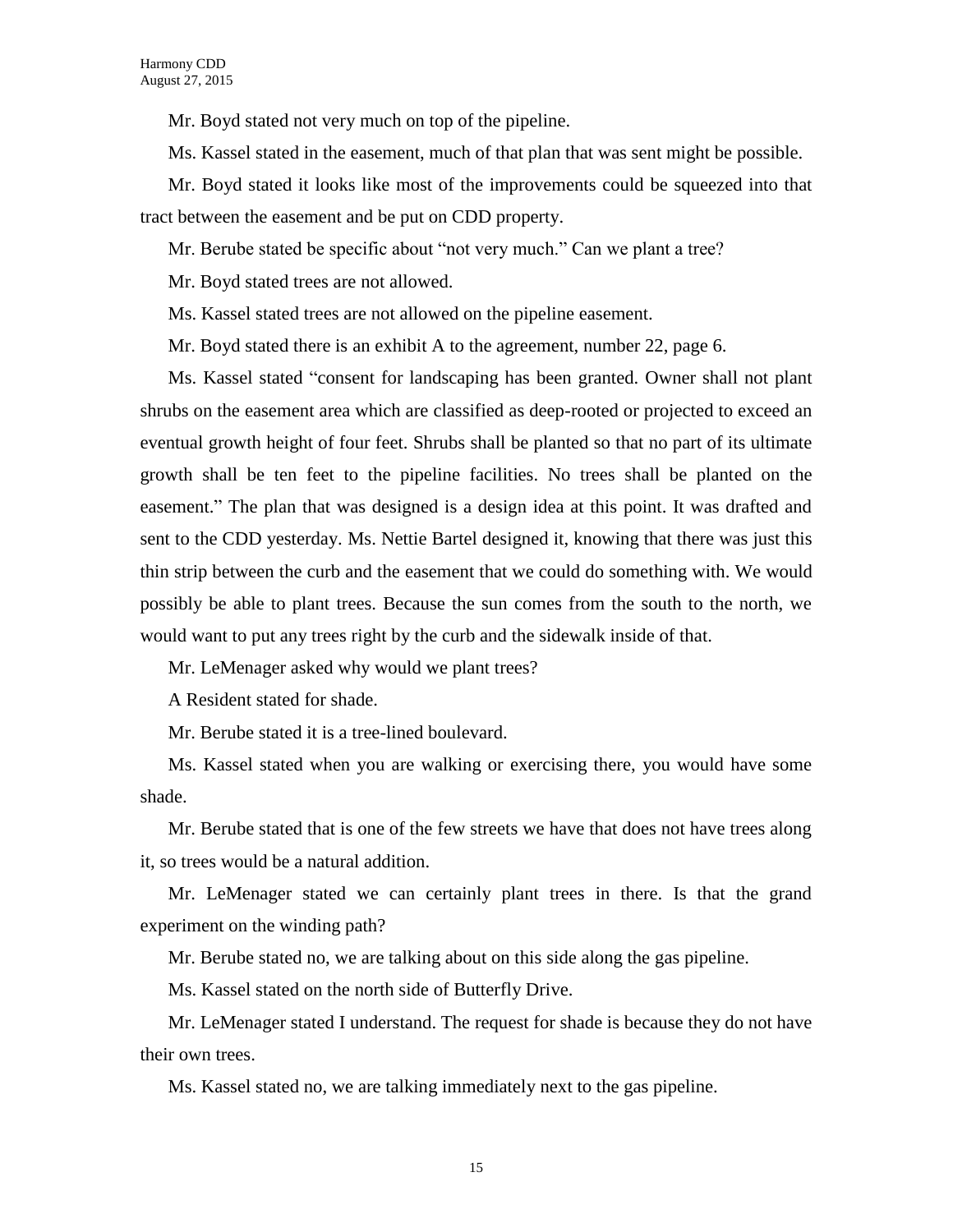Mr. Boyd stated not very much on top of the pipeline.

Ms. Kassel stated in the easement, much of that plan that was sent might be possible.

Mr. Boyd stated it looks like most of the improvements could be squeezed into that tract between the easement and be put on CDD property.

Mr. Berube stated be specific about "not very much." Can we plant a tree?

Mr. Boyd stated trees are not allowed.

Ms. Kassel stated trees are not allowed on the pipeline easement.

Mr. Boyd stated there is an exhibit A to the agreement, number 22, page 6.

Ms. Kassel stated "consent for landscaping has been granted. Owner shall not plant shrubs on the easement area which are classified as deep-rooted or projected to exceed an eventual growth height of four feet. Shrubs shall be planted so that no part of its ultimate growth shall be ten feet to the pipeline facilities. No trees shall be planted on the easement." The plan that was designed is a design idea at this point. It was drafted and sent to the CDD yesterday. Ms. Nettie Bartel designed it, knowing that there was just this thin strip between the curb and the easement that we could do something with. We would possibly be able to plant trees. Because the sun comes from the south to the north, we would want to put any trees right by the curb and the sidewalk inside of that.

Mr. LeMenager asked why would we plant trees?

A Resident stated for shade.

Mr. Berube stated it is a tree-lined boulevard.

Ms. Kassel stated when you are walking or exercising there, you would have some shade.

Mr. Berube stated that is one of the few streets we have that does not have trees along it, so trees would be a natural addition.

Mr. LeMenager stated we can certainly plant trees in there. Is that the grand experiment on the winding path?

Mr. Berube stated no, we are talking about on this side along the gas pipeline.

Ms. Kassel stated on the north side of Butterfly Drive.

Mr. LeMenager stated I understand. The request for shade is because they do not have their own trees.

Ms. Kassel stated no, we are talking immediately next to the gas pipeline.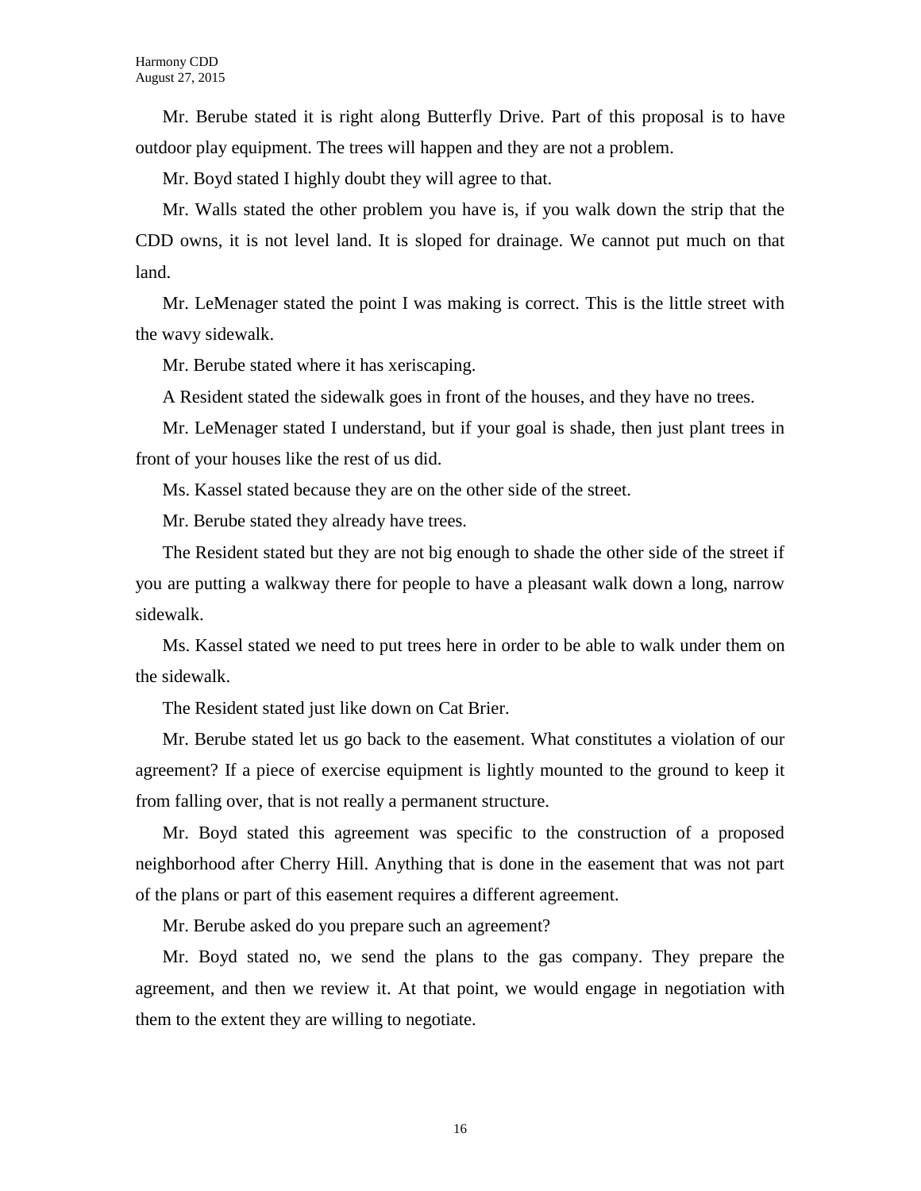Mr. Berube stated it is right along Butterfly Drive. Part of this proposal is to have outdoor play equipment. The trees will happen and they are not a problem.

Mr. Boyd stated I highly doubt they will agree to that.

Mr. Walls stated the other problem you have is, if you walk down the strip that the CDD owns, it is not level land. It is sloped for drainage. We cannot put much on that land.

Mr. LeMenager stated the point I was making is correct. This is the little street with the wavy sidewalk.

Mr. Berube stated where it has xeriscaping.

A Resident stated the sidewalk goes in front of the houses, and they have no trees.

Mr. LeMenager stated I understand, but if your goal is shade, then just plant trees in front of your houses like the rest of us did.

Ms. Kassel stated because they are on the other side of the street.

Mr. Berube stated they already have trees.

The Resident stated but they are not big enough to shade the other side of the street if you are putting a walkway there for people to have a pleasant walk down a long, narrow sidewalk.

Ms. Kassel stated we need to put trees here in order to be able to walk under them on the sidewalk.

The Resident stated just like down on Cat Brier.

Mr. Berube stated let us go back to the easement. What constitutes a violation of our agreement? If a piece of exercise equipment is lightly mounted to the ground to keep it from falling over, that is not really a permanent structure.

Mr. Boyd stated this agreement was specific to the construction of a proposed neighborhood after Cherry Hill. Anything that is done in the easement that was not part of the plans or part of this easement requires a different agreement.

Mr. Berube asked do you prepare such an agreement?

Mr. Boyd stated no, we send the plans to the gas company. They prepare the agreement, and then we review it. At that point, we would engage in negotiation with them to the extent they are willing to negotiate.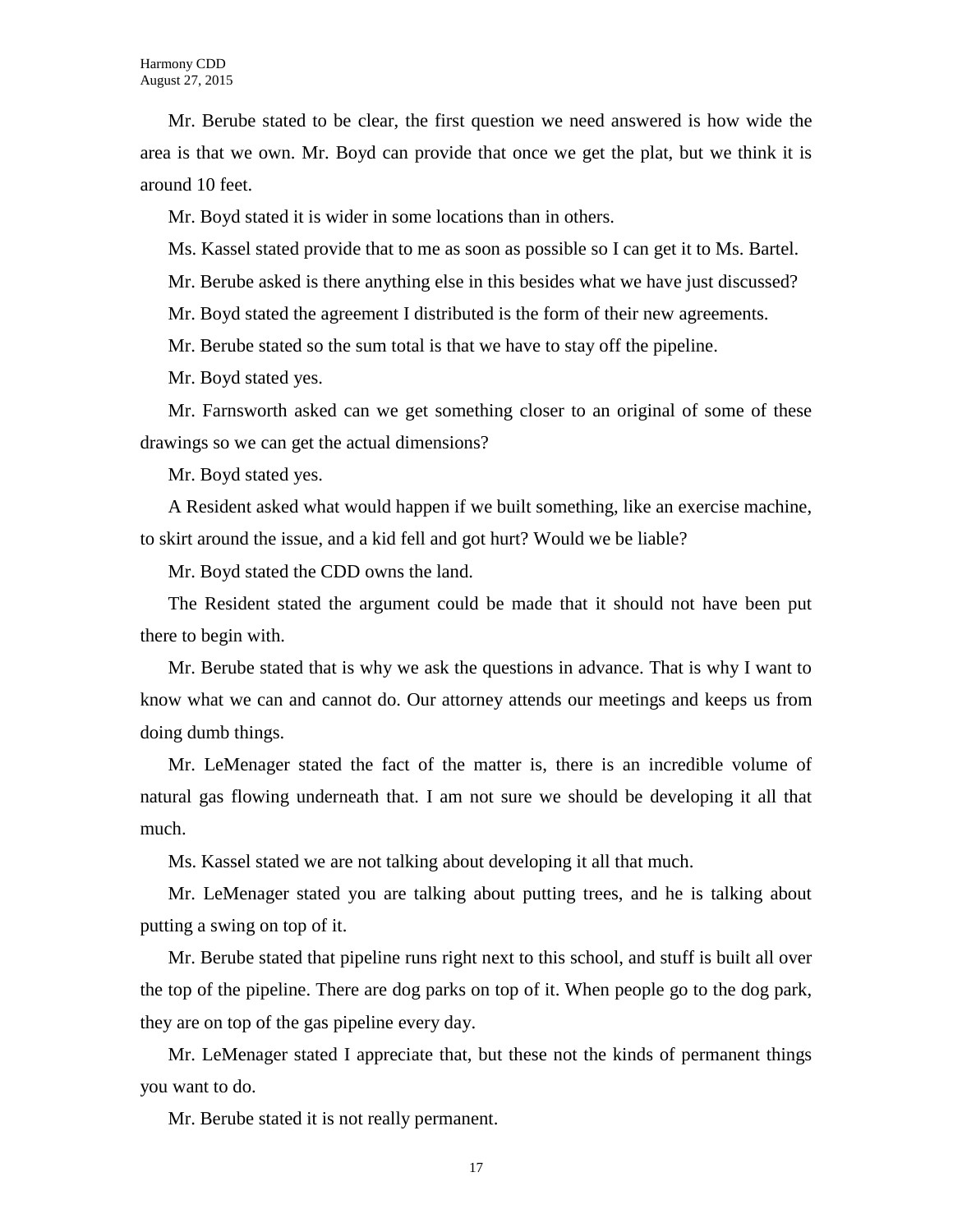Mr. Berube stated to be clear, the first question we need answered is how wide the area is that we own. Mr. Boyd can provide that once we get the plat, but we think it is around 10 feet.

Mr. Boyd stated it is wider in some locations than in others.

Ms. Kassel stated provide that to me as soon as possible so I can get it to Ms. Bartel.

Mr. Berube asked is there anything else in this besides what we have just discussed?

Mr. Boyd stated the agreement I distributed is the form of their new agreements.

Mr. Berube stated so the sum total is that we have to stay off the pipeline.

Mr. Boyd stated yes.

Mr. Farnsworth asked can we get something closer to an original of some of these drawings so we can get the actual dimensions?

Mr. Boyd stated yes.

A Resident asked what would happen if we built something, like an exercise machine, to skirt around the issue, and a kid fell and got hurt? Would we be liable?

Mr. Boyd stated the CDD owns the land.

The Resident stated the argument could be made that it should not have been put there to begin with.

Mr. Berube stated that is why we ask the questions in advance. That is why I want to know what we can and cannot do. Our attorney attends our meetings and keeps us from doing dumb things.

Mr. LeMenager stated the fact of the matter is, there is an incredible volume of natural gas flowing underneath that. I am not sure we should be developing it all that much.

Ms. Kassel stated we are not talking about developing it all that much.

Mr. LeMenager stated you are talking about putting trees, and he is talking about putting a swing on top of it.

Mr. Berube stated that pipeline runs right next to this school, and stuff is built all over the top of the pipeline. There are dog parks on top of it. When people go to the dog park, they are on top of the gas pipeline every day.

Mr. LeMenager stated I appreciate that, but these not the kinds of permanent things you want to do.

Mr. Berube stated it is not really permanent.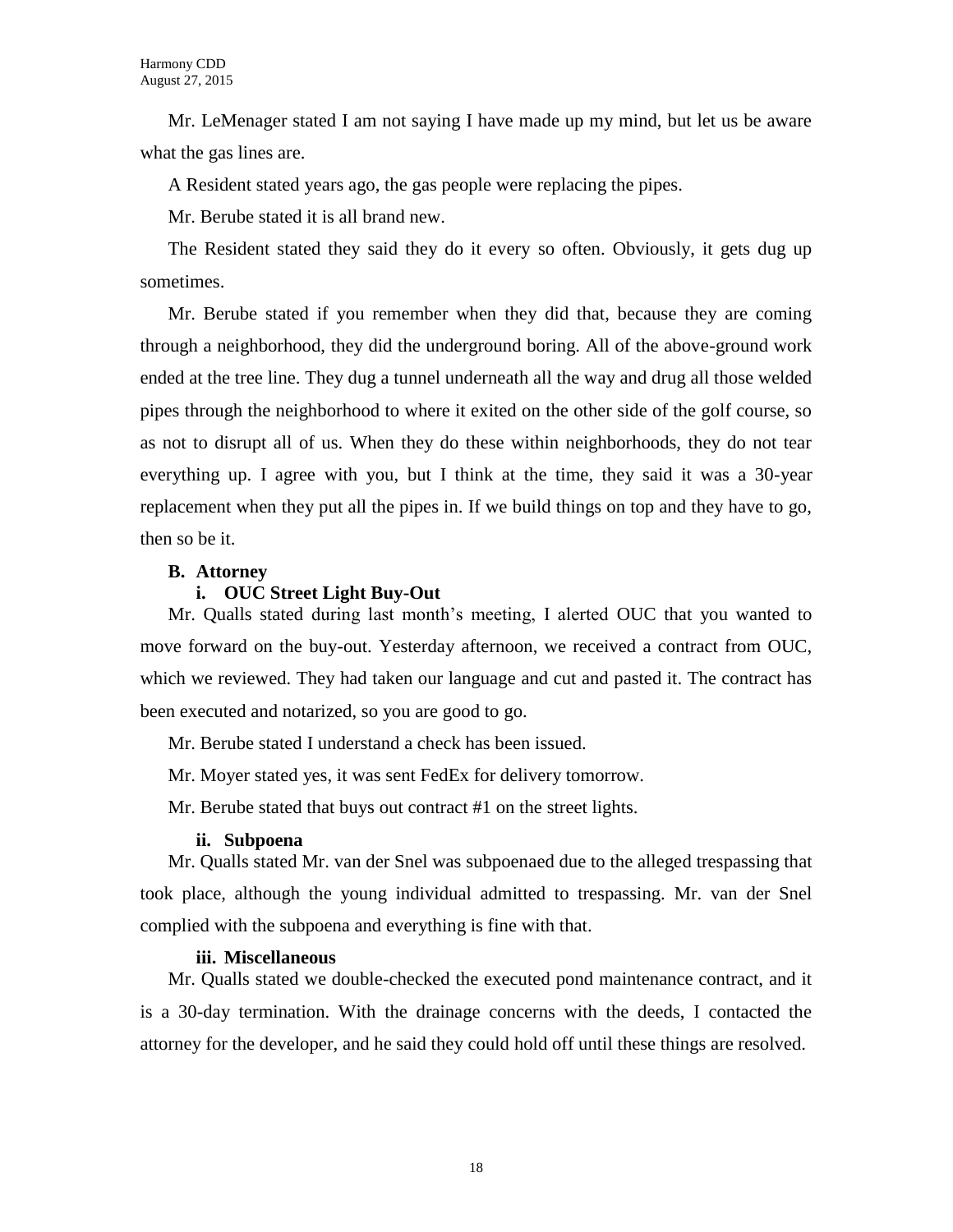Mr. LeMenager stated I am not saying I have made up my mind, but let us be aware what the gas lines are.

A Resident stated years ago, the gas people were replacing the pipes.

Mr. Berube stated it is all brand new.

The Resident stated they said they do it every so often. Obviously, it gets dug up sometimes.

Mr. Berube stated if you remember when they did that, because they are coming through a neighborhood, they did the underground boring. All of the above-ground work ended at the tree line. They dug a tunnel underneath all the way and drug all those welded pipes through the neighborhood to where it exited on the other side of the golf course, so as not to disrupt all of us. When they do these within neighborhoods, they do not tear everything up. I agree with you, but I think at the time, they said it was a 30-year replacement when they put all the pipes in. If we build things on top and they have to go, then so be it.

**B. Attorney**

**i. OUC Street Light Buy-Out**

Mr. Qualls stated during last month's meeting, I alerted OUC that you wanted to move forward on the buy-out. Yesterday afternoon, we received a contract from OUC, which we reviewed. They had taken our language and cut and pasted it. The contract has been executed and notarized, so you are good to go.

Mr. Berube stated I understand a check has been issued.

Mr. Moyer stated yes, it was sent FedEx for delivery tomorrow.

Mr. Berube stated that buys out contract #1 on the street lights.

**ii. Subpoena**

Mr. Qualls stated Mr. van der Snel was subpoenaed due to the alleged trespassing that took place, although the young individual admitted to trespassing. Mr. van der Snel complied with the subpoena and everything is fine with that.

**iii. Miscellaneous**

Mr. Qualls stated we double-checked the executed pond maintenance contract, and it is a 30-day termination. With the drainage concerns with the deeds, I contacted the attorney for the developer, and he said they could hold off until these things are resolved.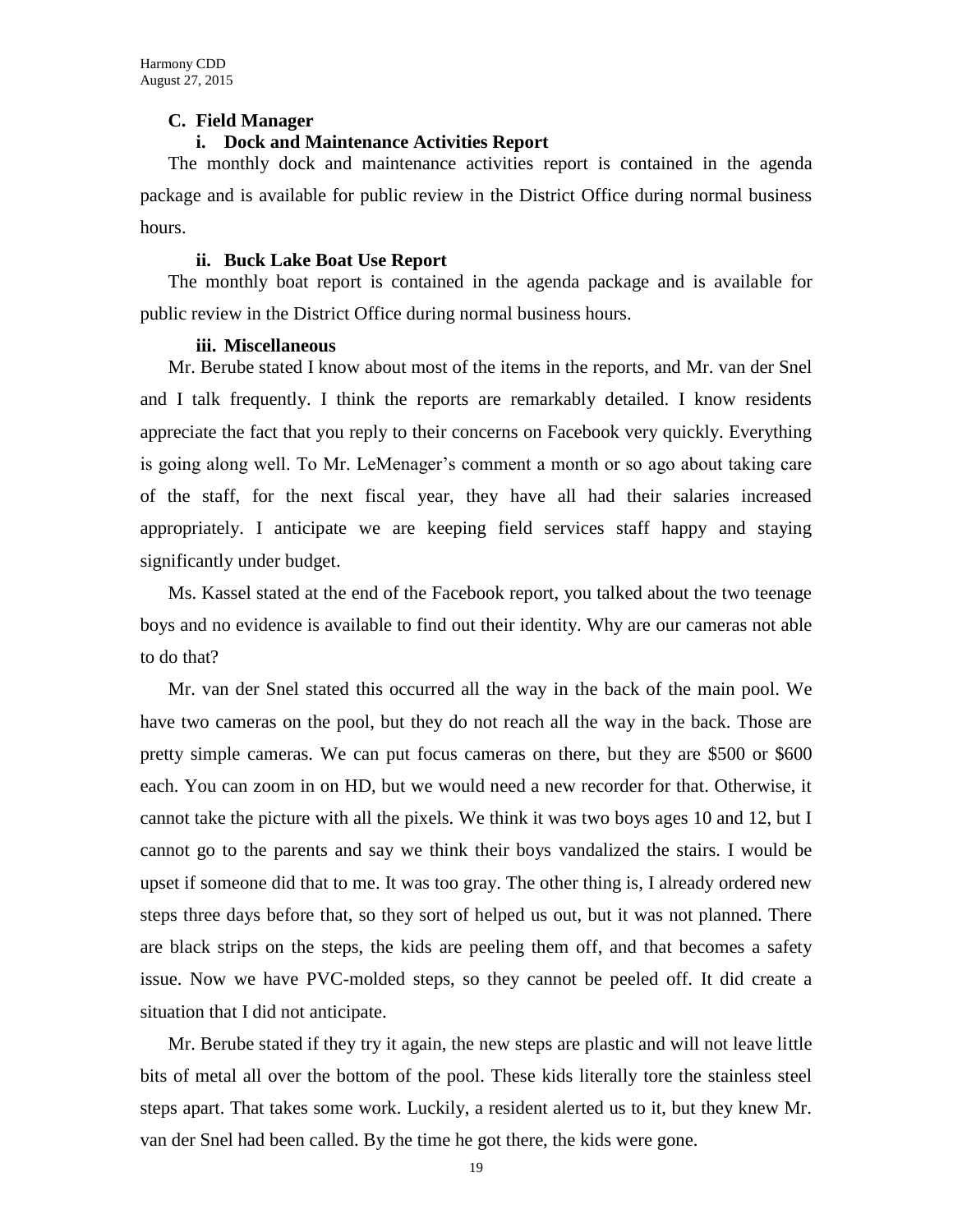### C. Field Manager

#### i. Dock and Maintenance Activities Report

The monthly dock and maintenance activities report is contained in the agenda package and is available for public review in the District Office during normal business hours.

#### ii. Buck Lake Boat Use Report

The monthly boat report is contained in the agenda package and is available for public review in the District Office during normal business hours.

#### iii. Miscellaneous

Mr. Berube stated I know about most of the items in the reports, and Mr. van der Snel and I talk frequently. I think the reports are remarkably detailed. I know residents appreciate the fact that you reply to their concerns on Facebook very quickly. Everything is going along well. To Mr. LeMenager's comment a month or so ago about taking care of the staff, for the next fiscal year, they have all had their salaries increased appropriately. I anticipate we are keeping field services staff happy and staying significantly under budget.

Ms. Kassel stated at the end of the Facebook report, you talked about the two teenage boys and no evidence is available to find out their identity. Why are our cameras not able to do that?

Mr. van der Snel stated this occurred all the way in the back of the main pool. We have two cameras on the pool, but they do not reach all the way in the back. Those are pretty simple cameras. We can put focus cameras on there, but they are $500 or $600 each. You can zoom in on HD, but we would need a new recorder for that. Otherwise, it cannot take the picture with all the pixels. We think it was two boys ages 10 and 12, but I cannot go to the parents and say we think their boys vandalized the stairs. I would be upset if someone did that to me. It was too gray. The other thing is, I already ordered new steps three days before that, so they sort of helped us out, but it was not planned. There are black strips on the steps, the kids are peeling them off, and that becomes a safety issue. Now we have PVC-molded steps, so they cannot be peeled off. It did create a situation that I did not anticipate.

Mr. Berube stated if they try it again, the new steps are plastic and will not leave little bits of metal all over the bottom of the pool. These kids literally tore the stainless steel steps apart. That takes some work. Luckily, a resident alerted us to it, but they knew Mr. van der Snel had been called. By the time he got there, the kids were gone.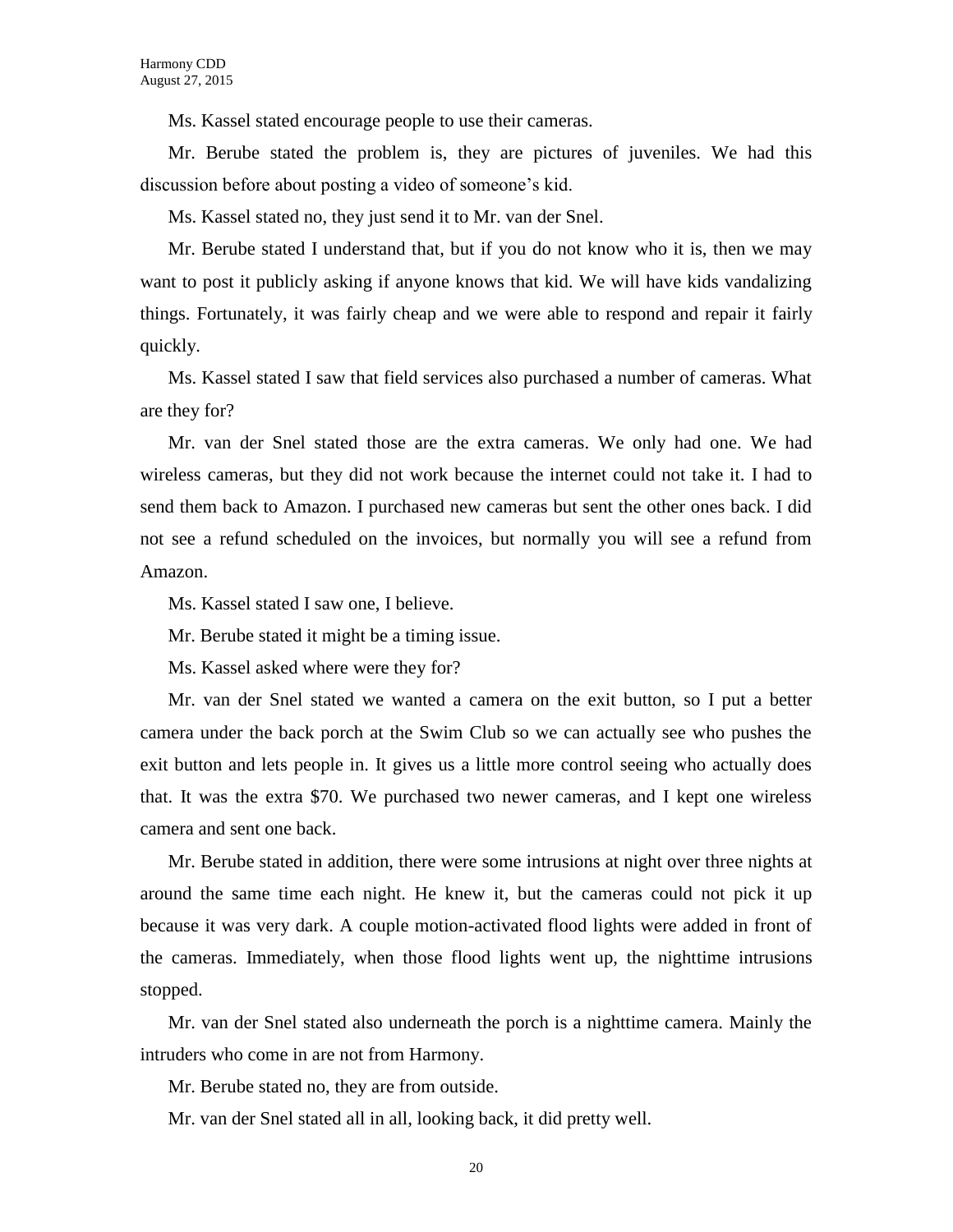Ms. Kassel stated encourage people to use their cameras.

Mr. Berube stated the problem is, they are pictures of juveniles. We had this discussion before about posting a video of someone's kid.

Ms. Kassel stated no, they just send it to Mr. van der Snel.

Mr. Berube stated I understand that, but if you do not know who it is, then we may want to post it publicly asking if anyone knows that kid. We will have kids vandalizing things. Fortunately, it was fairly cheap and we were able to respond and repair it fairly quickly.

Ms. Kassel stated I saw that field services also purchased a number of cameras. What are they for?

Mr. van der Snel stated those are the extra cameras. We only had one. We had wireless cameras, but they did not work because the internet could not take it. I had to send them back to Amazon. I purchased new cameras but sent the other ones back. I did not see a refund scheduled on the invoices, but normally you will see a refund from Amazon.

Ms. Kassel stated I saw one, I believe.

Mr. Berube stated it might be a timing issue.

Ms. Kassel asked where were they for?

Mr. van der Snel stated we wanted a camera on the exit button, so I put a better camera under the back porch at the Swim Club so we can actually see who pushes the exit button and lets people in. It gives us a little more control seeing who actually does that. It was the extra $70. We purchased two newer cameras, and I kept one wireless camera and sent one back.

Mr. Berube stated in addition, there were some intrusions at night over three nights at around the same time each night. He knew it, but the cameras could not pick it up because it was very dark. A couple motion-activated flood lights were added in front of the cameras. Immediately, when those flood lights went up, the nighttime intrusions stopped.

Mr. van der Snel stated also underneath the porch is a nighttime camera. Mainly the intruders who come in are not from Harmony.

Mr. Berube stated no, they are from outside.

Mr. van der Snel stated all in all, looking back, it did pretty well.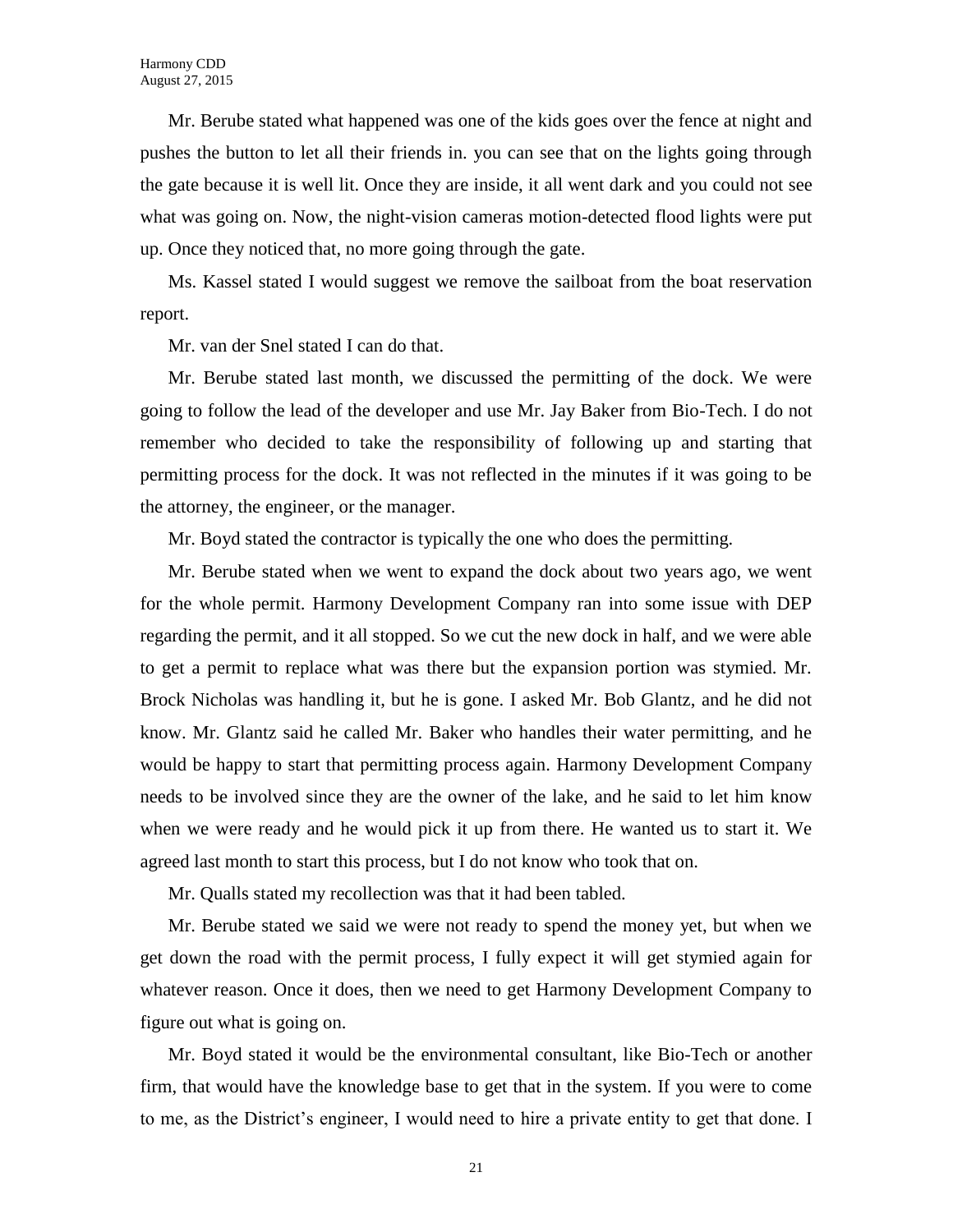Mr. Berube stated what happened was one of the kids goes over the fence at night and pushes the button to let all their friends in. you can see that on the lights going through the gate because it is well lit. Once they are inside, it all went dark and you could not see what was going on. Now, the night-vision cameras motion-detected flood lights were put up. Once they noticed that, no more going through the gate.

Ms. Kassel stated I would suggest we remove the sailboat from the boat reservation report.

Mr. van der Snel stated I can do that.

Mr. Berube stated last month, we discussed the permitting of the dock. We were going to follow the lead of the developer and use Mr. Jay Baker from Bio-Tech. I do not remember who decided to take the responsibility of following up and starting that permitting process for the dock. It was not reflected in the minutes if it was going to be the attorney, the engineer, or the manager.

Mr. Boyd stated the contractor is typically the one who does the permitting.

Mr. Berube stated when we went to expand the dock about two years ago, we went for the whole permit. Harmony Development Company ran into some issue with DEP regarding the permit, and it all stopped. So we cut the new dock in half, and we were able to get a permit to replace what was there but the expansion portion was stymied. Mr. Brock Nicholas was handling it, but he is gone. I asked Mr. Bob Glantz, and he did not know. Mr. Glantz said he called Mr. Baker who handles their water permitting, and he would be happy to start that permitting process again. Harmony Development Company needs to be involved since they are the owner of the lake, and he said to let him know when we were ready and he would pick it up from there. He wanted us to start it. We agreed last month to start this process, but I do not know who took that on.

Mr. Qualls stated my recollection was that it had been tabled.

Mr. Berube stated we said we were not ready to spend the money yet, but when we get down the road with the permit process, I fully expect it will get stymied again for whatever reason. Once it does, then we need to get Harmony Development Company to figure out what is going on.

Mr. Boyd stated it would be the environmental consultant, like Bio-Tech or another firm, that would have the knowledge base to get that in the system. If you were to come to me, as the District's engineer, I would need to hire a private entity to get that done. I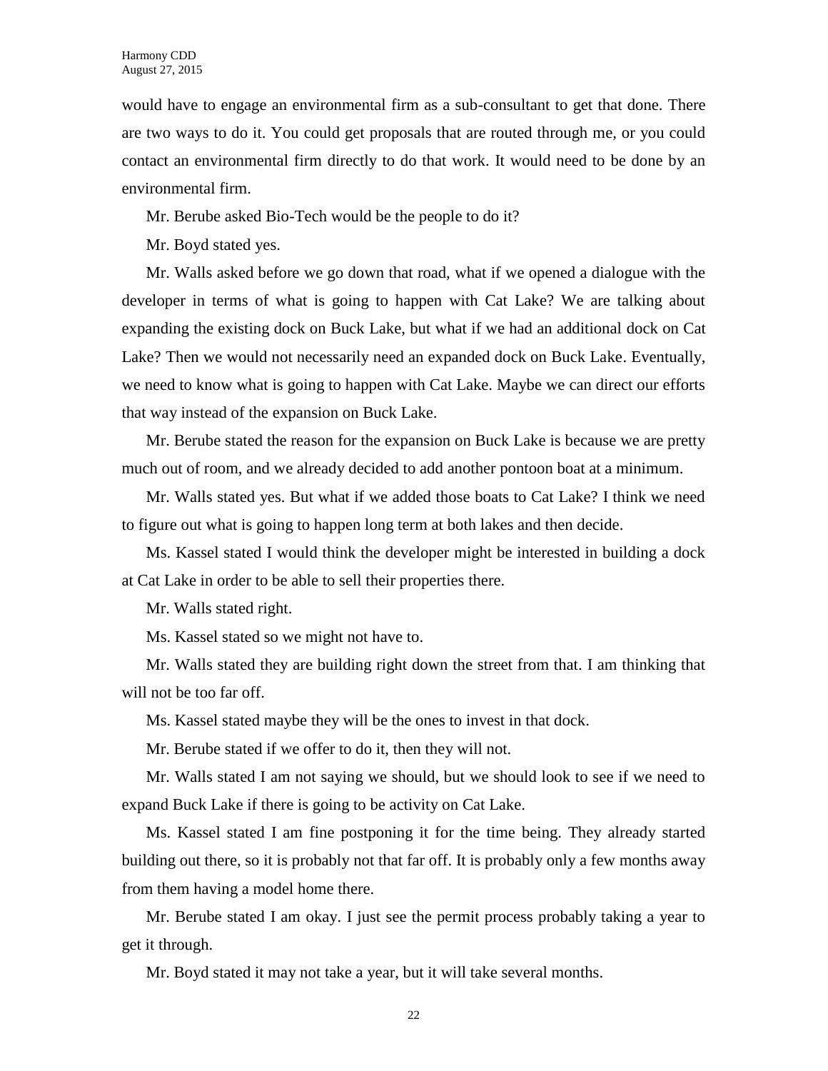would have to engage an environmental firm as a sub-consultant to get that done. There are two ways to do it. You could get proposals that are routed through me, or you could contact an environmental firm directly to do that work. It would need to be done by an environmental firm.

Mr. Berube asked Bio-Tech would be the people to do it?

Mr. Boyd stated yes.

Mr. Walls asked before we go down that road, what if we opened a dialogue with the developer in terms of what is going to happen with Cat Lake? We are talking about expanding the existing dock on Buck Lake, but what if we had an additional dock on Cat Lake? Then we would not necessarily need an expanded dock on Buck Lake. Eventually, we need to know what is going to happen with Cat Lake. Maybe we can direct our efforts that way instead of the expansion on Buck Lake.

Mr. Berube stated the reason for the expansion on Buck Lake is because we are pretty much out of room, and we already decided to add another pontoon boat at a minimum.

Mr. Walls stated yes. But what if we added those boats to Cat Lake? I think we need to figure out what is going to happen long term at both lakes and then decide.

Ms. Kassel stated I would think the developer might be interested in building a dock at Cat Lake in order to be able to sell their properties there.

Mr. Walls stated right.

Ms. Kassel stated so we might not have to.

Mr. Walls stated they are building right down the street from that. I am thinking that will not be too far off.

Ms. Kassel stated maybe they will be the ones to invest in that dock.

Mr. Berube stated if we offer to do it, then they will not.

Mr. Walls stated I am not saying we should, but we should look to see if we need to expand Buck Lake if there is going to be activity on Cat Lake.

Ms. Kassel stated I am fine postponing it for the time being. They already started building out there, so it is probably not that far off. It is probably only a few months away from them having a model home there.

Mr. Berube stated I am okay. I just see the permit process probably taking a year to get it through.

Mr. Boyd stated it may not take a year, but it will take several months.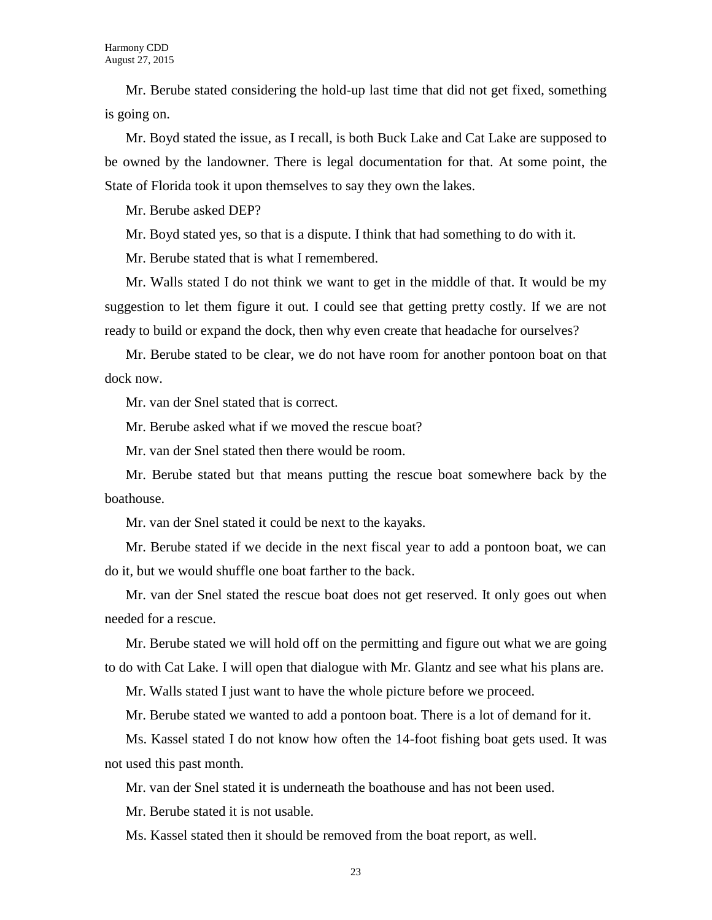Mr. Berube stated considering the hold-up last time that did not get fixed, something is going on.

Mr. Boyd stated the issue, as I recall, is both Buck Lake and Cat Lake are supposed to be owned by the landowner. There is legal documentation for that. At some point, the State of Florida took it upon themselves to say they own the lakes.

Mr. Berube asked DEP?

Mr. Boyd stated yes, so that is a dispute. I think that had something to do with it.

Mr. Berube stated that is what I remembered.

Mr. Walls stated I do not think we want to get in the middle of that. It would be my suggestion to let them figure it out. I could see that getting pretty costly. If we are not ready to build or expand the dock, then why even create that headache for ourselves?

Mr. Berube stated to be clear, we do not have room for another pontoon boat on that dock now.

Mr. van der Snel stated that is correct.

Mr. Berube asked what if we moved the rescue boat?

Mr. van der Snel stated then there would be room.

Mr. Berube stated but that means putting the rescue boat somewhere back by the boathouse.

Mr. van der Snel stated it could be next to the kayaks.

Mr. Berube stated if we decide in the next fiscal year to add a pontoon boat, we can do it, but we would shuffle one boat farther to the back.

Mr. van der Snel stated the rescue boat does not get reserved. It only goes out when needed for a rescue.

Mr. Berube stated we will hold off on the permitting and figure out what we are going to do with Cat Lake. I will open that dialogue with Mr. Glantz and see what his plans are.

Mr. Walls stated I just want to have the whole picture before we proceed.

Mr. Berube stated we wanted to add a pontoon boat. There is a lot of demand for it.

Ms. Kassel stated I do not know how often the 14-foot fishing boat gets used. It was not used this past month.

Mr. van der Snel stated it is underneath the boathouse and has not been used.

Mr. Berube stated it is not usable.

Ms. Kassel stated then it should be removed from the boat report, as well.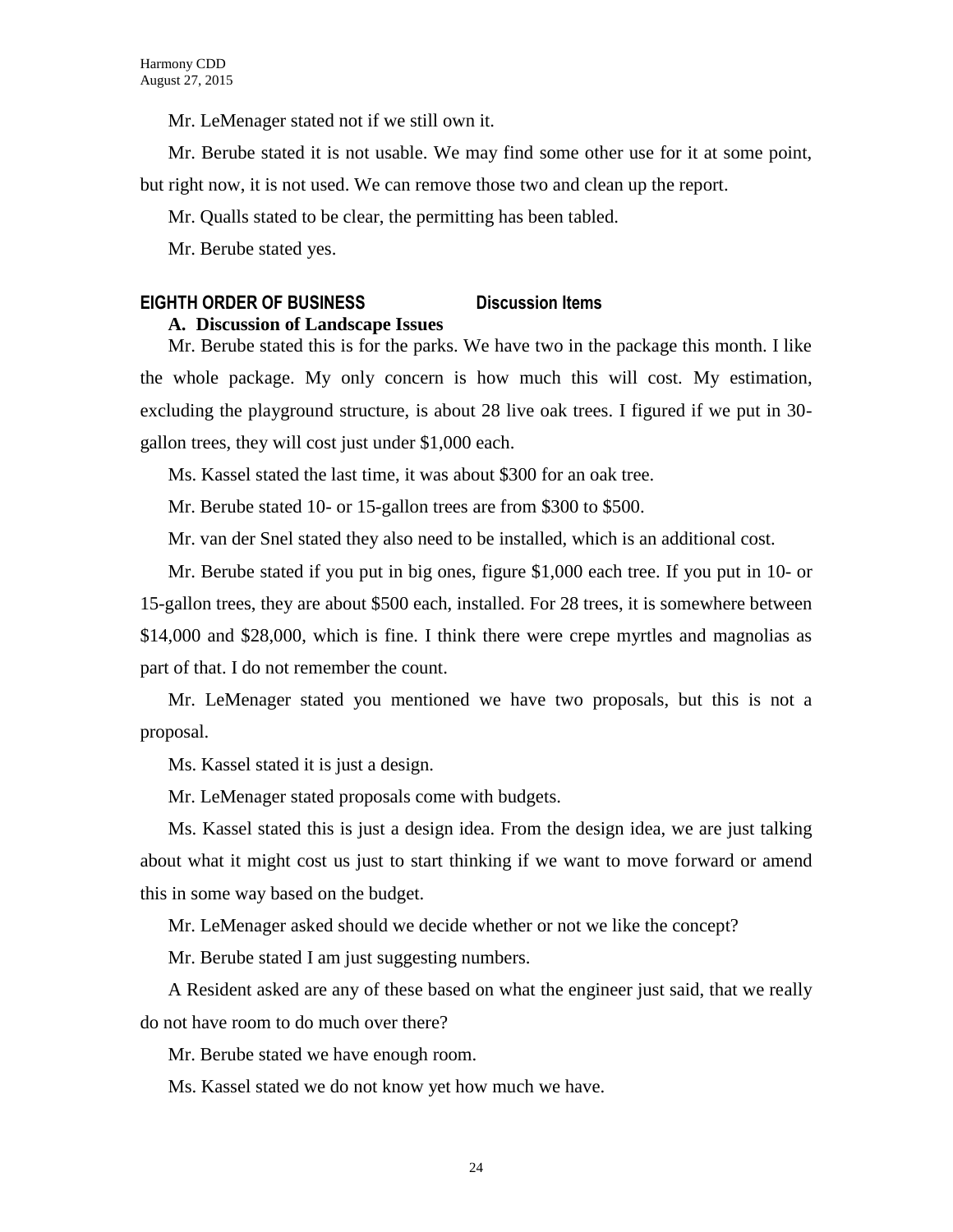Mr. LeMenager stated not if we still own it.

Mr. Berube stated it is not usable. We may find some other use for it at some point, but right now, it is not used. We can remove those two and clean up the report.

Mr. Qualls stated to be clear, the permitting has been tabled.

Mr. Berube stated yes.

## EIGHTH ORDER OF BUSINESS Discussion Items

### A. Discussion of Landscape Issues

Mr. Berube stated this is for the parks. We have two in the package this month. I like the whole package. My only concern is how much this will cost. My estimation, excluding the playground structure, is about 28 live oak trees. I figured if we put in 30-gallon trees, they will cost just under $1,000 each.

Ms. Kassel stated the last time, it was about $300 for an oak tree.

Mr. Berube stated 10- or 15-gallon trees are from $300 to $500.

Mr. van der Snel stated they also need to be installed, which is an additional cost.

Mr. Berube stated if you put in big ones, figure $1,000 each tree. If you put in 10- or 15-gallon trees, they are about $500 each, installed. For 28 trees, it is somewhere between $14,000 and $28,000, which is fine. I think there were crepe myrtles and magnolias as part of that. I do not remember the count.

Mr. LeMenager stated you mentioned we have two proposals, but this is not a proposal.

Ms. Kassel stated it is just a design.

Mr. LeMenager stated proposals come with budgets.

Ms. Kassel stated this is just a design idea. From the design idea, we are just talking about what it might cost us just to start thinking if we want to move forward or amend this in some way based on the budget.

Mr. LeMenager asked should we decide whether or not we like the concept?

Mr. Berube stated I am just suggesting numbers.

A Resident asked are any of these based on what the engineer just said, that we really do not have room to do much over there?

Mr. Berube stated we have enough room.

Ms. Kassel stated we do not know yet how much we have.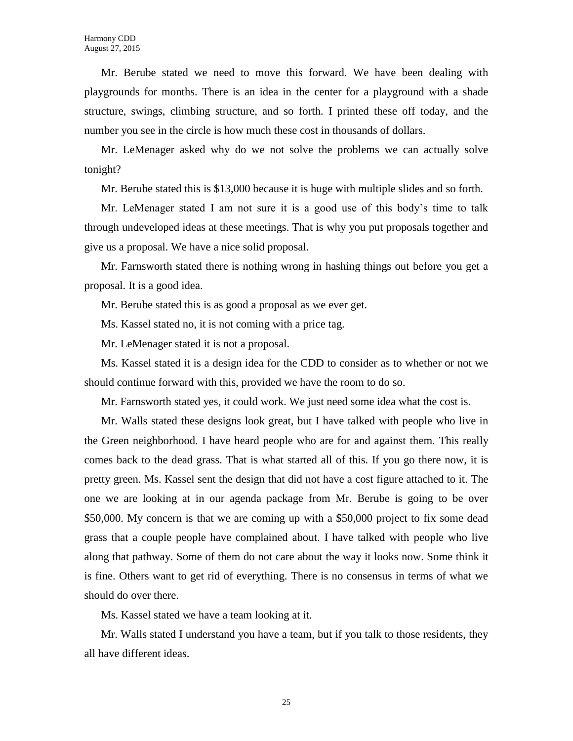Mr. Berube stated we need to move this forward. We have been dealing with playgrounds for months. There is an idea in the center for a playground with a shade structure, swings, climbing structure, and so forth. I printed these off today, and the number you see in the circle is how much these cost in thousands of dollars.

Mr. LeMenager asked why do we not solve the problems we can actually solve tonight?

Mr. Berube stated this is $13,000 because it is huge with multiple slides and so forth.

Mr. LeMenager stated I am not sure it is a good use of this body's time to talk through undeveloped ideas at these meetings. That is why you put proposals together and give us a proposal. We have a nice solid proposal.

Mr. Farnsworth stated there is nothing wrong in hashing things out before you get a proposal. It is a good idea.

Mr. Berube stated this is as good a proposal as we ever get.

Ms. Kassel stated no, it is not coming with a price tag.

Mr. LeMenager stated it is not a proposal.

Ms. Kassel stated it is a design idea for the CDD to consider as to whether or not we should continue forward with this, provided we have the room to do so.

Mr. Farnsworth stated yes, it could work. We just need some idea what the cost is.

Mr. Walls stated these designs look great, but I have talked with people who live in the Green neighborhood. I have heard people who are for and against them. This really comes back to the dead grass. That is what started all of this. If you go there now, it is pretty green. Ms. Kassel sent the design that did not have a cost figure attached to it. The one we are looking at in our agenda package from Mr. Berube is going to be over $50,000. My concern is that we are coming up with a $50,000 project to fix some dead grass that a couple people have complained about. I have talked with people who live along that pathway. Some of them do not care about the way it looks now. Some think it is fine. Others want to get rid of everything. There is no consensus in terms of what we should do over there.

Ms. Kassel stated we have a team looking at it.

Mr. Walls stated I understand you have a team, but if you talk to those residents, they all have different ideas.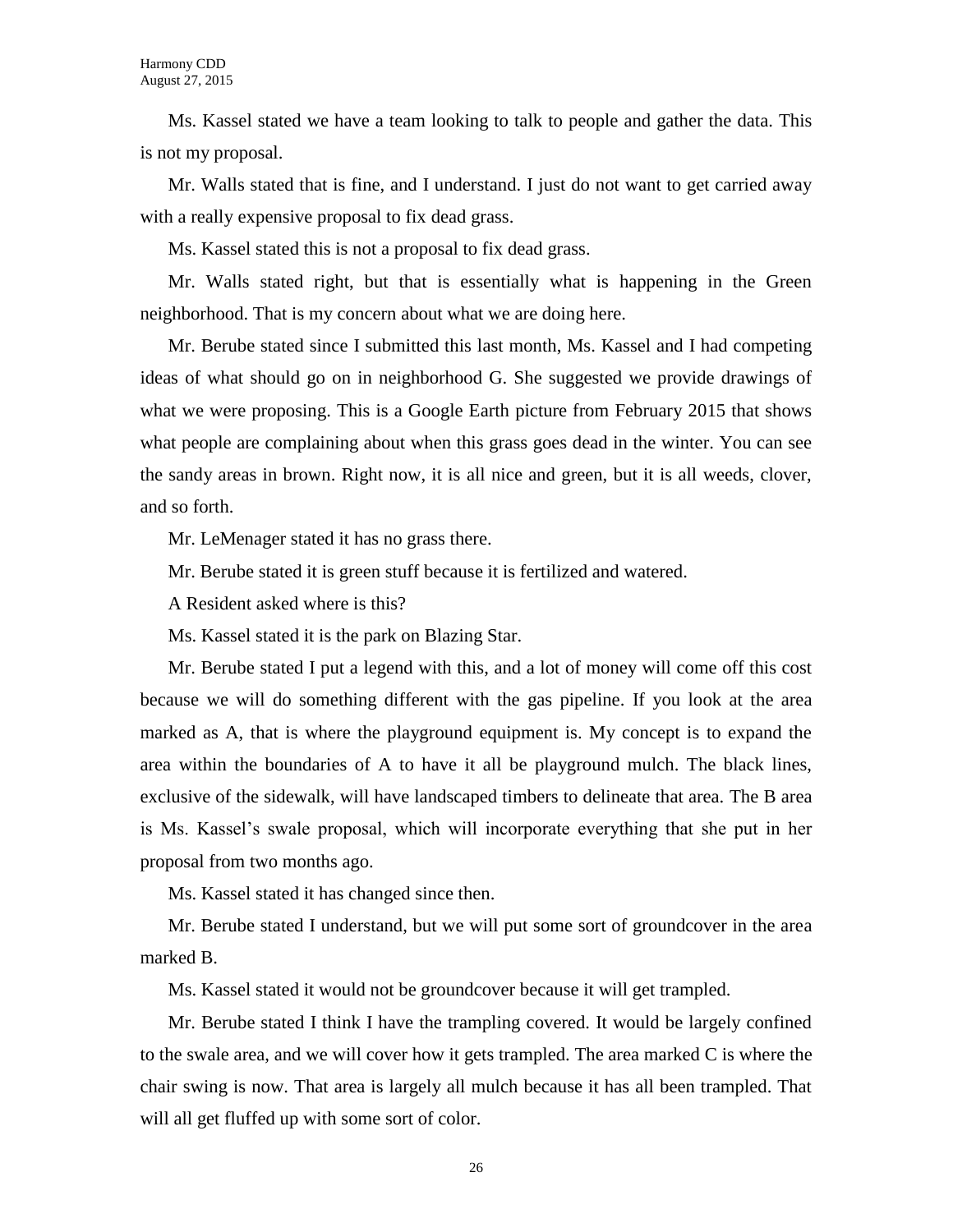Ms. Kassel stated we have a team looking to talk to people and gather the data. This is not my proposal.

Mr. Walls stated that is fine, and I understand. I just do not want to get carried away with a really expensive proposal to fix dead grass.

Ms. Kassel stated this is not a proposal to fix dead grass.

Mr. Walls stated right, but that is essentially what is happening in the Green neighborhood. That is my concern about what we are doing here.

Mr. Berube stated since I submitted this last month, Ms. Kassel and I had competing ideas of what should go on in neighborhood G. She suggested we provide drawings of what we were proposing. This is a Google Earth picture from February 2015 that shows what people are complaining about when this grass goes dead in the winter. You can see the sandy areas in brown. Right now, it is all nice and green, but it is all weeds, clover, and so forth.

Mr. LeMenager stated it has no grass there.

Mr. Berube stated it is green stuff because it is fertilized and watered.

A Resident asked where is this?

Ms. Kassel stated it is the park on Blazing Star.

Mr. Berube stated I put a legend with this, and a lot of money will come off this cost because we will do something different with the gas pipeline. If you look at the area marked as A, that is where the playground equipment is. My concept is to expand the area within the boundaries of A to have it all be playground mulch. The black lines, exclusive of the sidewalk, will have landscaped timbers to delineate that area. The B area is Ms. Kassel's swale proposal, which will incorporate everything that she put in her proposal from two months ago.

Ms. Kassel stated it has changed since then.

Mr. Berube stated I understand, but we will put some sort of groundcover in the area marked B.

Ms. Kassel stated it would not be groundcover because it will get trampled.

Mr. Berube stated I think I have the trampling covered. It would be largely confined to the swale area, and we will cover how it gets trampled. The area marked C is where the chair swing is now. That area is largely all mulch because it has all been trampled. That will all get fluffed up with some sort of color.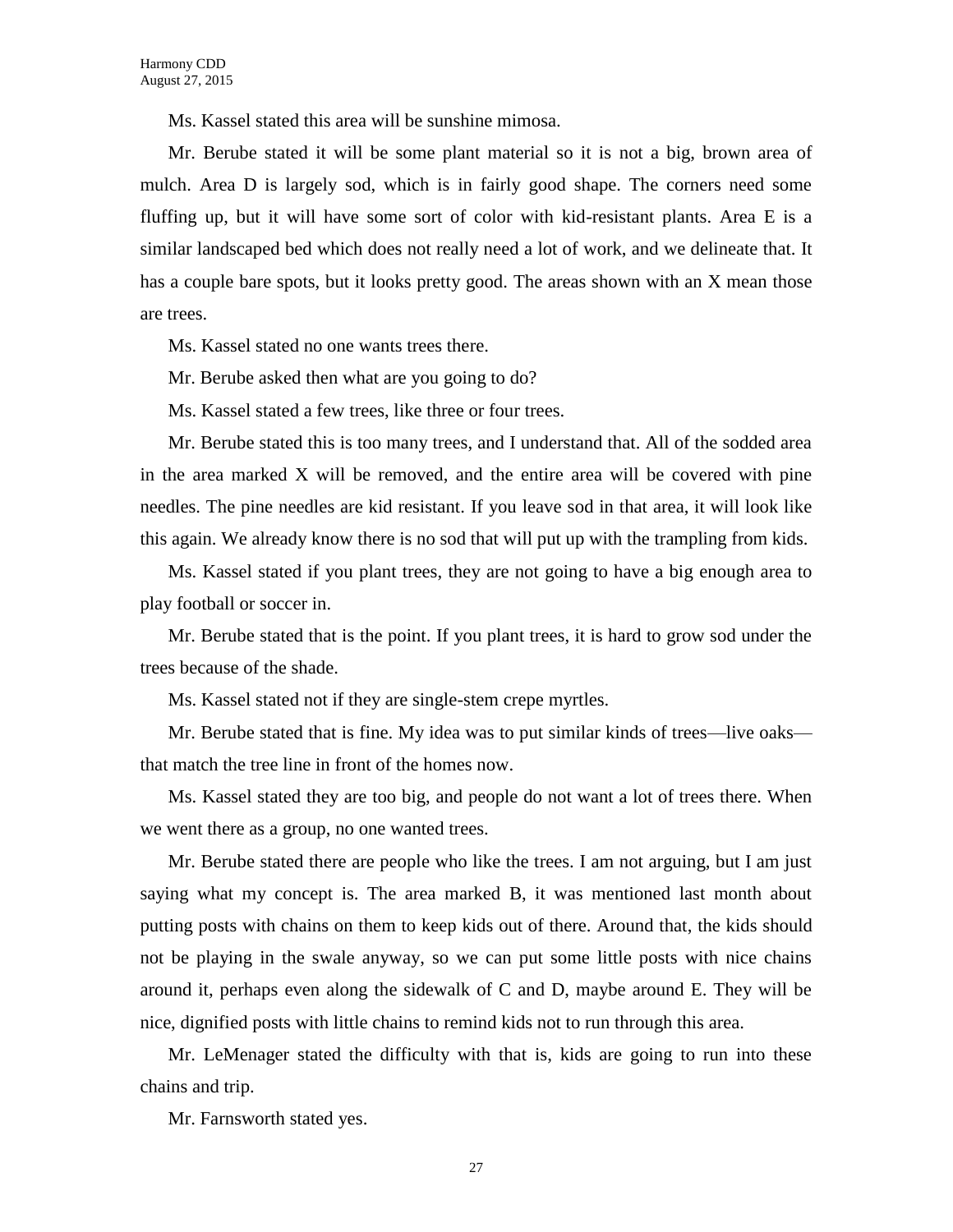Ms. Kassel stated this area will be sunshine mimosa.

Mr. Berube stated it will be some plant material so it is not a big, brown area of mulch. Area D is largely sod, which is in fairly good shape. The corners need some fluffing up, but it will have some sort of color with kid-resistant plants. Area E is a similar landscaped bed which does not really need a lot of work, and we delineate that. It has a couple bare spots, but it looks pretty good. The areas shown with an X mean those are trees.

Ms. Kassel stated no one wants trees there.

Mr. Berube asked then what are you going to do?

Ms. Kassel stated a few trees, like three or four trees.

Mr. Berube stated this is too many trees, and I understand that. All of the sodded area in the area marked X will be removed, and the entire area will be covered with pine needles. The pine needles are kid resistant. If you leave sod in that area, it will look like this again. We already know there is no sod that will put up with the trampling from kids.

Ms. Kassel stated if you plant trees, they are not going to have a big enough area to play football or soccer in.

Mr. Berube stated that is the point. If you plant trees, it is hard to grow sod under the trees because of the shade.

Ms. Kassel stated not if they are single-stem crepe myrtles.

Mr. Berube stated that is fine. My idea was to put similar kinds of trees—live oaks—that match the tree line in front of the homes now.

Ms. Kassel stated they are too big, and people do not want a lot of trees there. When we went there as a group, no one wanted trees.

Mr. Berube stated there are people who like the trees. I am not arguing, but I am just saying what my concept is. The area marked B, it was mentioned last month about putting posts with chains on them to keep kids out of there. Around that, the kids should not be playing in the swale anyway, so we can put some little posts with nice chains around it, perhaps even along the sidewalk of C and D, maybe around E. They will be nice, dignified posts with little chains to remind kids not to run through this area.

Mr. LeMenager stated the difficulty with that is, kids are going to run into these chains and trip.

Mr. Farnsworth stated yes.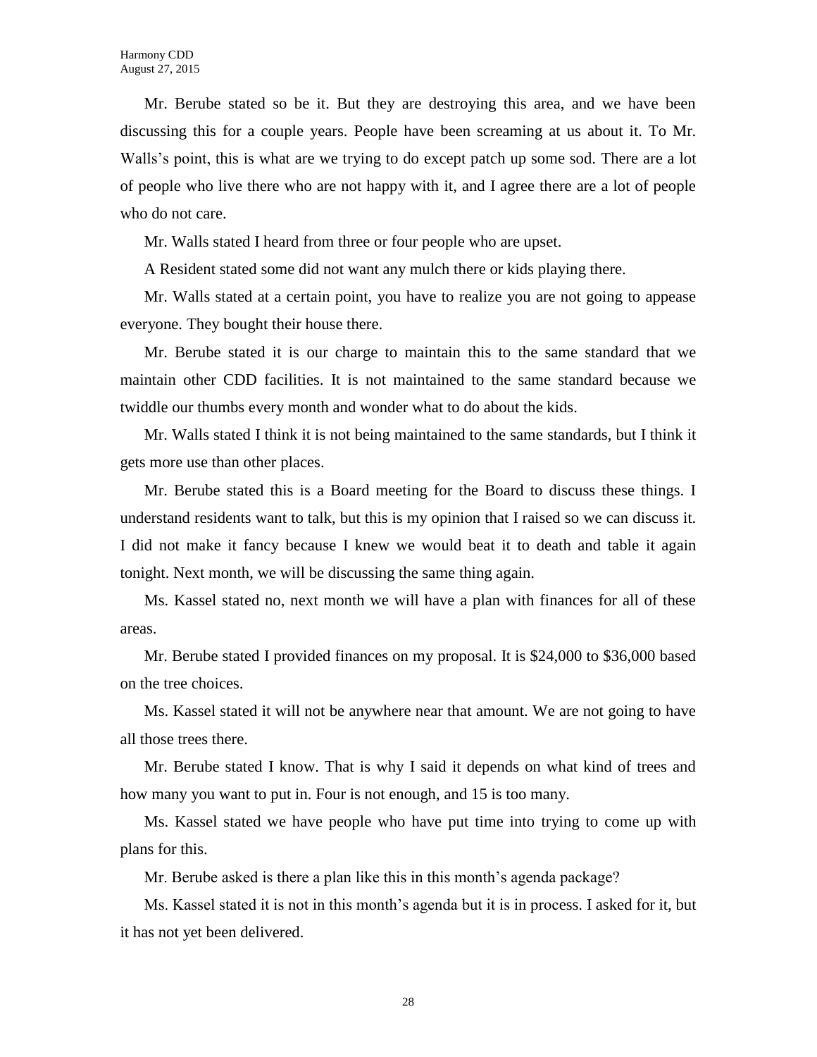Mr. Berube stated so be it. But they are destroying this area, and we have been discussing this for a couple years. People have been screaming at us about it. To Mr. Walls's point, this is what are we trying to do except patch up some sod. There are a lot of people who live there who are not happy with it, and I agree there are a lot of people who do not care.

Mr. Walls stated I heard from three or four people who are upset.

A Resident stated some did not want any mulch there or kids playing there.

Mr. Walls stated at a certain point, you have to realize you are not going to appease everyone. They bought their house there.

Mr. Berube stated it is our charge to maintain this to the same standard that we maintain other CDD facilities. It is not maintained to the same standard because we twiddle our thumbs every month and wonder what to do about the kids.

Mr. Walls stated I think it is not being maintained to the same standards, but I think it gets more use than other places.

Mr. Berube stated this is a Board meeting for the Board to discuss these things. I understand residents want to talk, but this is my opinion that I raised so we can discuss it. I did not make it fancy because I knew we would beat it to death and table it again tonight. Next month, we will be discussing the same thing again.

Ms. Kassel stated no, next month we will have a plan with finances for all of these areas.

Mr. Berube stated I provided finances on my proposal. It is $24,000 to $36,000 based on the tree choices.

Ms. Kassel stated it will not be anywhere near that amount. We are not going to have all those trees there.

Mr. Berube stated I know. That is why I said it depends on what kind of trees and how many you want to put in. Four is not enough, and 15 is too many.

Ms. Kassel stated we have people who have put time into trying to come up with plans for this.

Mr. Berube asked is there a plan like this in this month's agenda package?

Ms. Kassel stated it is not in this month's agenda but it is in process. I asked for it, but it has not yet been delivered.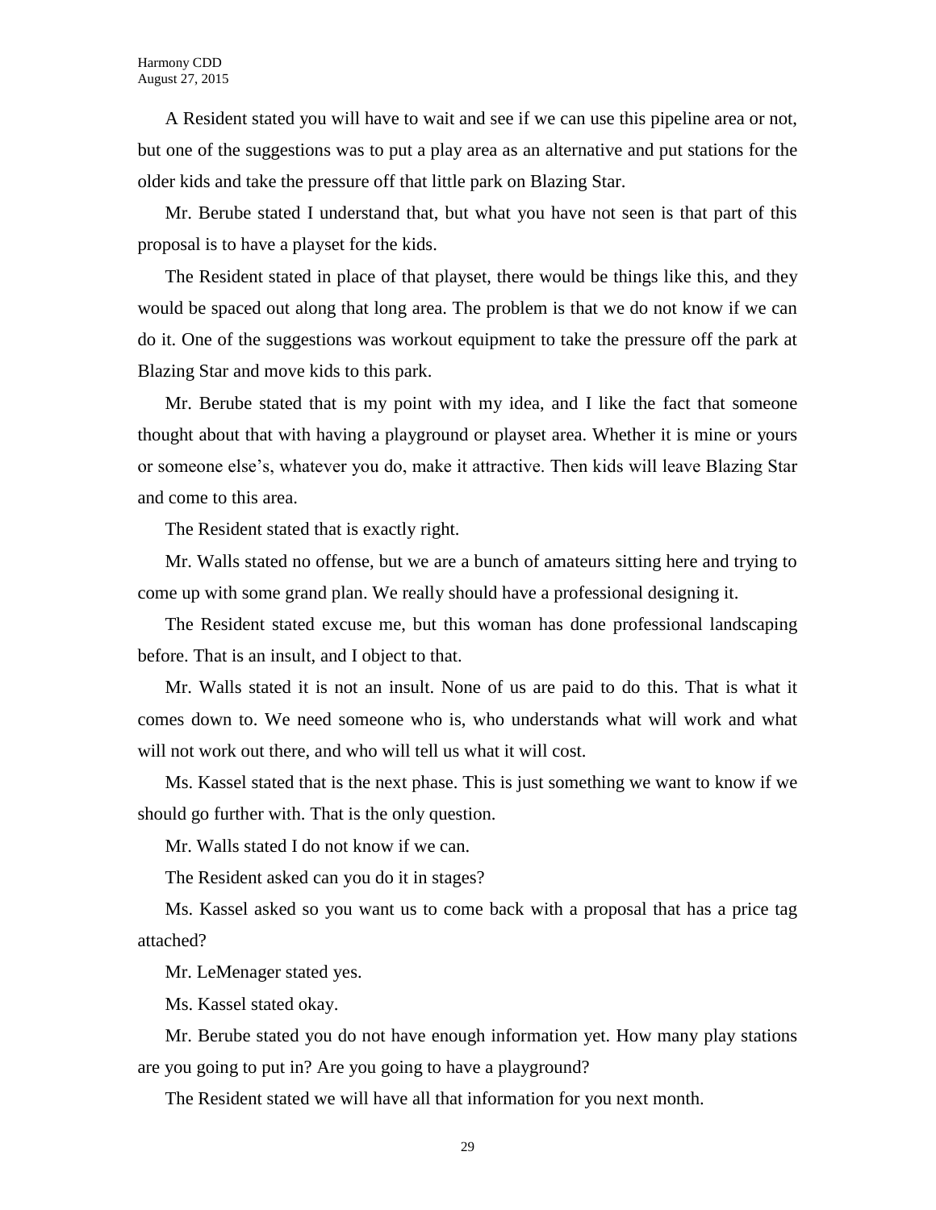A Resident stated you will have to wait and see if we can use this pipeline area or not, but one of the suggestions was to put a play area as an alternative and put stations for the older kids and take the pressure off that little park on Blazing Star.

Mr. Berube stated I understand that, but what you have not seen is that part of this proposal is to have a playset for the kids.

The Resident stated in place of that playset, there would be things like this, and they would be spaced out along that long area. The problem is that we do not know if we can do it. One of the suggestions was workout equipment to take the pressure off the park at Blazing Star and move kids to this park.

Mr. Berube stated that is my point with my idea, and I like the fact that someone thought about that with having a playground or playset area. Whether it is mine or yours or someone else's, whatever you do, make it attractive. Then kids will leave Blazing Star and come to this area.

The Resident stated that is exactly right.

Mr. Walls stated no offense, but we are a bunch of amateurs sitting here and trying to come up with some grand plan. We really should have a professional designing it.

The Resident stated excuse me, but this woman has done professional landscaping before. That is an insult, and I object to that.

Mr. Walls stated it is not an insult. None of us are paid to do this. That is what it comes down to. We need someone who is, who understands what will work and what will not work out there, and who will tell us what it will cost.

Ms. Kassel stated that is the next phase. This is just something we want to know if we should go further with. That is the only question.

Mr. Walls stated I do not know if we can.

The Resident asked can you do it in stages?

Ms. Kassel asked so you want us to come back with a proposal that has a price tag attached?

Mr. LeMenager stated yes.

Ms. Kassel stated okay.

Mr. Berube stated you do not have enough information yet. How many play stations are you going to put in? Are you going to have a playground?

The Resident stated we will have all that information for you next month.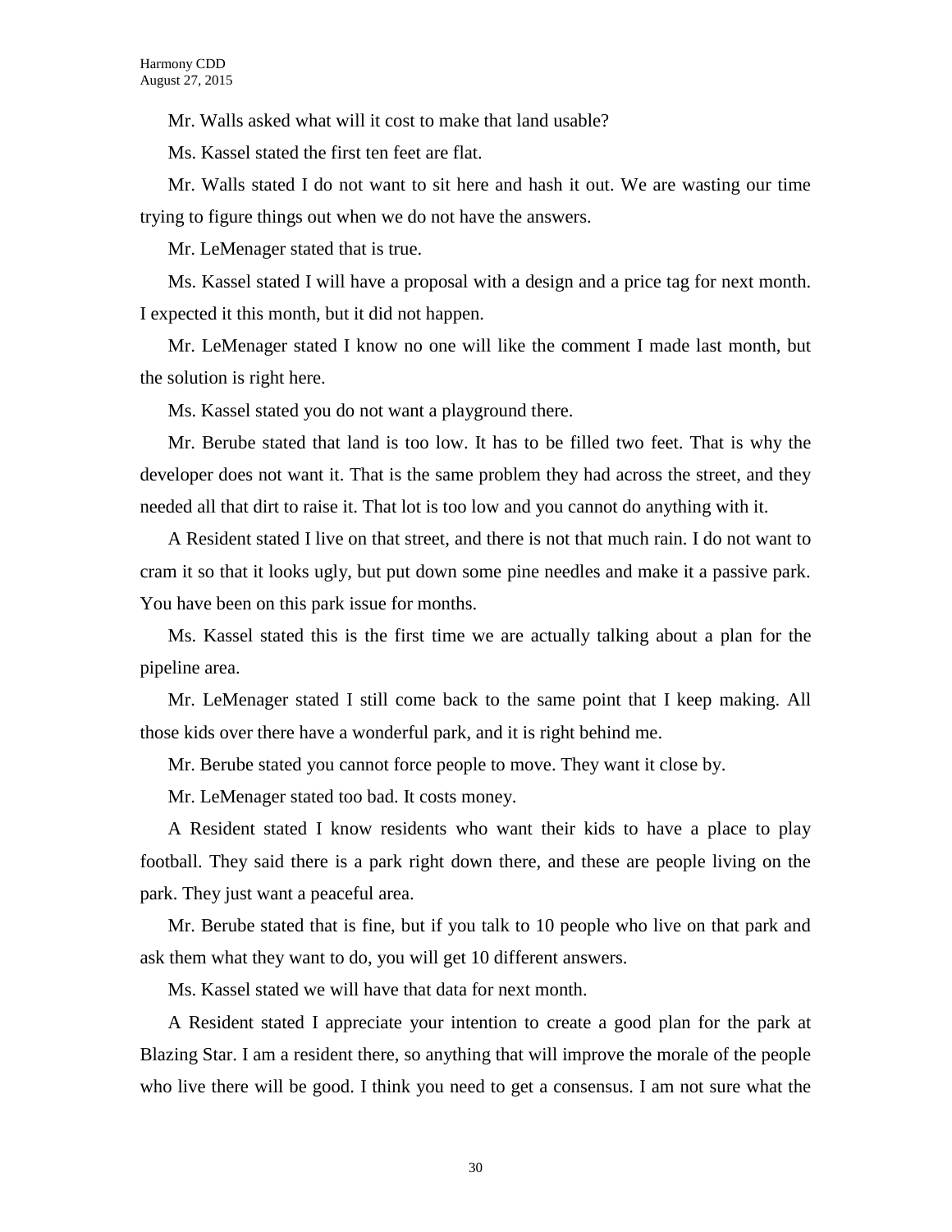Mr. Walls asked what will it cost to make that land usable?

Ms. Kassel stated the first ten feet are flat.

Mr. Walls stated I do not want to sit here and hash it out. We are wasting our time trying to figure things out when we do not have the answers.

Mr. LeMenager stated that is true.

Ms. Kassel stated I will have a proposal with a design and a price tag for next month. I expected it this month, but it did not happen.

Mr. LeMenager stated I know no one will like the comment I made last month, but the solution is right here.

Ms. Kassel stated you do not want a playground there.

Mr. Berube stated that land is too low. It has to be filled two feet. That is why the developer does not want it. That is the same problem they had across the street, and they needed all that dirt to raise it. That lot is too low and you cannot do anything with it.

A Resident stated I live on that street, and there is not that much rain. I do not want to cram it so that it looks ugly, but put down some pine needles and make it a passive park. You have been on this park issue for months.

Ms. Kassel stated this is the first time we are actually talking about a plan for the pipeline area.

Mr. LeMenager stated I still come back to the same point that I keep making. All those kids over there have a wonderful park, and it is right behind me.

Mr. Berube stated you cannot force people to move. They want it close by.

Mr. LeMenager stated too bad. It costs money.

A Resident stated I know residents who want their kids to have a place to play football. They said there is a park right down there, and these are people living on the park. They just want a peaceful area.

Mr. Berube stated that is fine, but if you talk to 10 people who live on that park and ask them what they want to do, you will get 10 different answers.

Ms. Kassel stated we will have that data for next month.

A Resident stated I appreciate your intention to create a good plan for the park at Blazing Star. I am a resident there, so anything that will improve the morale of the people who live there will be good. I think you need to get a consensus. I am not sure what the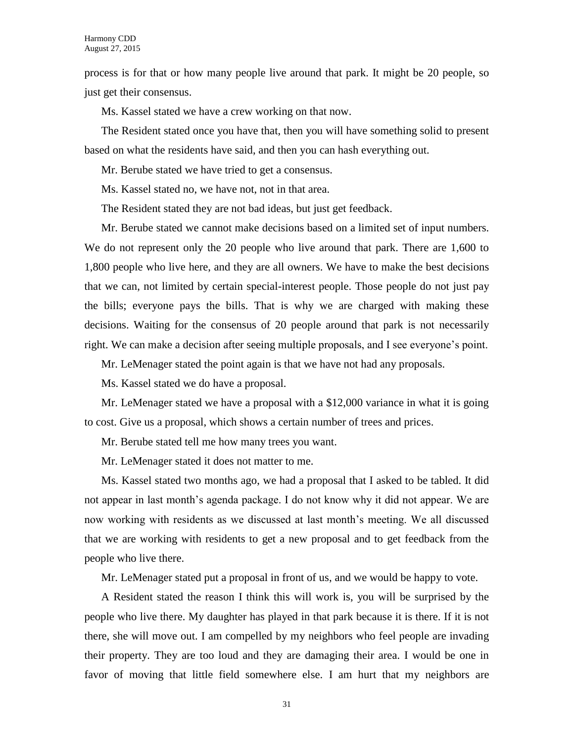process is for that or how many people live around that park. It might be 20 people, so just get their consensus.

Ms. Kassel stated we have a crew working on that now.

The Resident stated once you have that, then you will have something solid to present based on what the residents have said, and then you can hash everything out.

Mr. Berube stated we have tried to get a consensus.

Ms. Kassel stated no, we have not, not in that area.

The Resident stated they are not bad ideas, but just get feedback.

Mr. Berube stated we cannot make decisions based on a limited set of input numbers. We do not represent only the 20 people who live around that park. There are 1,600 to 1,800 people who live here, and they are all owners. We have to make the best decisions that we can, not limited by certain special-interest people. Those people do not just pay the bills; everyone pays the bills. That is why we are charged with making these decisions. Waiting for the consensus of 20 people around that park is not necessarily right. We can make a decision after seeing multiple proposals, and I see everyone's point.

Mr. LeMenager stated the point again is that we have not had any proposals.

Ms. Kassel stated we do have a proposal.

Mr. LeMenager stated we have a proposal with a $12,000 variance in what it is going to cost. Give us a proposal, which shows a certain number of trees and prices.

Mr. Berube stated tell me how many trees you want.

Mr. LeMenager stated it does not matter to me.

Ms. Kassel stated two months ago, we had a proposal that I asked to be tabled. It did not appear in last month's agenda package. I do not know why it did not appear. We are now working with residents as we discussed at last month's meeting. We all discussed that we are working with residents to get a new proposal and to get feedback from the people who live there.

Mr. LeMenager stated put a proposal in front of us, and we would be happy to vote.

A Resident stated the reason I think this will work is, you will be surprised by the people who live there. My daughter has played in that park because it is there. If it is not there, she will move out. I am compelled by my neighbors who feel people are invading their property. They are too loud and they are damaging their area. I would be one in favor of moving that little field somewhere else. I am hurt that my neighbors are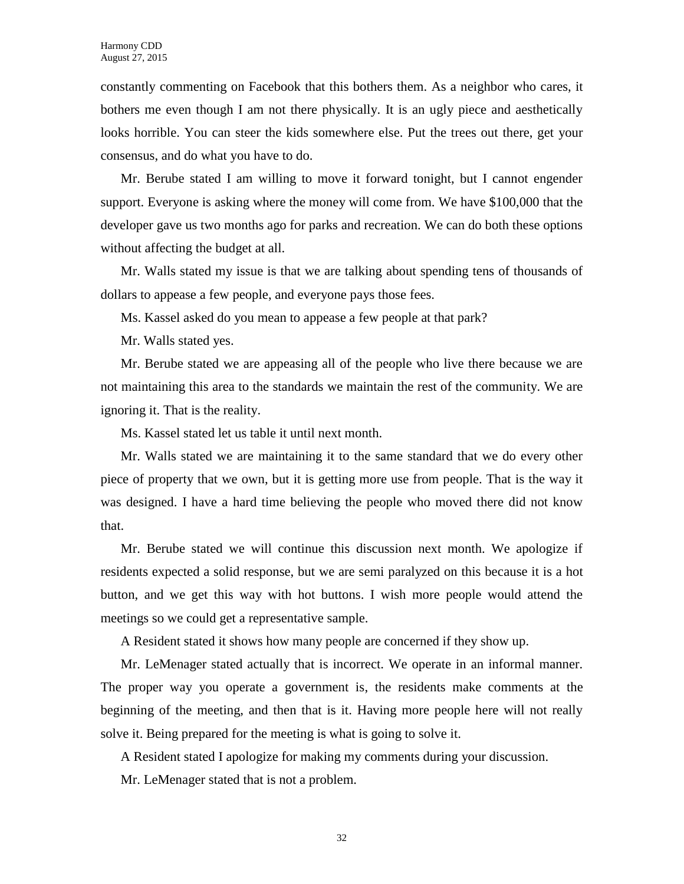constantly commenting on Facebook that this bothers them. As a neighbor who cares, it bothers me even though I am not there physically. It is an ugly piece and aesthetically looks horrible. You can steer the kids somewhere else. Put the trees out there, get your consensus, and do what you have to do.

Mr. Berube stated I am willing to move it forward tonight, but I cannot engender support. Everyone is asking where the money will come from. We have $100,000 that the developer gave us two months ago for parks and recreation. We can do both these options without affecting the budget at all.

Mr. Walls stated my issue is that we are talking about spending tens of thousands of dollars to appease a few people, and everyone pays those fees.

Ms. Kassel asked do you mean to appease a few people at that park?

Mr. Walls stated yes.

Mr. Berube stated we are appeasing all of the people who live there because we are not maintaining this area to the standards we maintain the rest of the community. We are ignoring it. That is the reality.

Ms. Kassel stated let us table it until next month.

Mr. Walls stated we are maintaining it to the same standard that we do every other piece of property that we own, but it is getting more use from people. That is the way it was designed. I have a hard time believing the people who moved there did not know that.

Mr. Berube stated we will continue this discussion next month. We apologize if residents expected a solid response, but we are semi paralyzed on this because it is a hot button, and we get this way with hot buttons. I wish more people would attend the meetings so we could get a representative sample.

A Resident stated it shows how many people are concerned if they show up.

Mr. LeMenager stated actually that is incorrect. We operate in an informal manner. The proper way you operate a government is, the residents make comments at the beginning of the meeting, and then that is it. Having more people here will not really solve it. Being prepared for the meeting is what is going to solve it.

A Resident stated I apologize for making my comments during your discussion.

Mr. LeMenager stated that is not a problem.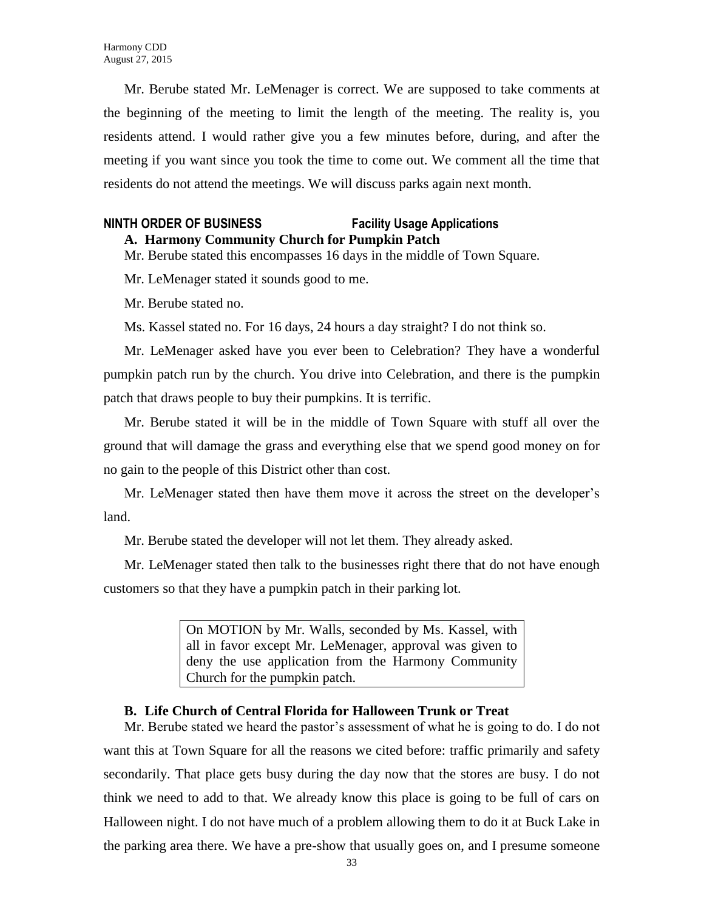Mr. Berube stated Mr. LeMenager is correct. We are supposed to take comments at the beginning of the meeting to limit the length of the meeting. The reality is, you residents attend. I would rather give you a few minutes before, during, and after the meeting if you want since you took the time to come out. We comment all the time that residents do not attend the meetings. We will discuss parks again next month.

## NINTH ORDER OF BUSINESS — Facility Usage Applications

### A. Harmony Community Church for Pumpkin Patch

Mr. Berube stated this encompasses 16 days in the middle of Town Square.

Mr. LeMenager stated it sounds good to me.

Mr. Berube stated no.

Ms. Kassel stated no. For 16 days, 24 hours a day straight? I do not think so.

Mr. LeMenager asked have you ever been to Celebration? They have a wonderful pumpkin patch run by the church. You drive into Celebration, and there is the pumpkin patch that draws people to buy their pumpkins. It is terrific.

Mr. Berube stated it will be in the middle of Town Square with stuff all over the ground that will damage the grass and everything else that we spend good money on for no gain to the people of this District other than cost.

Mr. LeMenager stated then have them move it across the street on the developer's land.

Mr. Berube stated the developer will not let them. They already asked.

Mr. LeMenager stated then talk to the businesses right there that do not have enough customers so that they have a pumpkin patch in their parking lot.

> On MOTION by Mr. Walls, seconded by Ms. Kassel, with all in favor except Mr. LeMenager, approval was given to deny the use application from the Harmony Community Church for the pumpkin patch.

### B. Life Church of Central Florida for Halloween Trunk or Treat

Mr. Berube stated we heard the pastor's assessment of what he is going to do. I do not want this at Town Square for all the reasons we cited before: traffic primarily and safety secondarily. That place gets busy during the day now that the stores are busy. I do not think we need to add to that. We already know this place is going to be full of cars on Halloween night. I do not have much of a problem allowing them to do it at Buck Lake in the parking area there. We have a pre-show that usually goes on, and I presume someone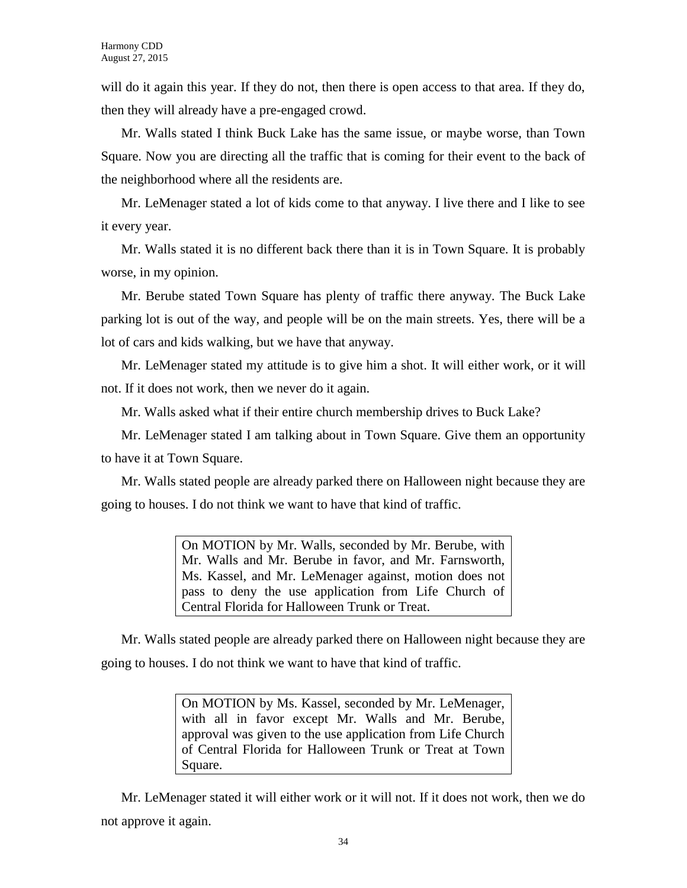will do it again this year. If they do not, then there is open access to that area. If they do, then they will already have a pre-engaged crowd.

Mr. Walls stated I think Buck Lake has the same issue, or maybe worse, than Town Square. Now you are directing all the traffic that is coming for their event to the back of the neighborhood where all the residents are.

Mr. LeMenager stated a lot of kids come to that anyway. I live there and I like to see it every year.

Mr. Walls stated it is no different back there than it is in Town Square. It is probably worse, in my opinion.

Mr. Berube stated Town Square has plenty of traffic there anyway. The Buck Lake parking lot is out of the way, and people will be on the main streets. Yes, there will be a lot of cars and kids walking, but we have that anyway.

Mr. LeMenager stated my attitude is to give him a shot. It will either work, or it will not. If it does not work, then we never do it again.

Mr. Walls asked what if their entire church membership drives to Buck Lake?

Mr. LeMenager stated I am talking about in Town Square. Give them an opportunity to have it at Town Square.

Mr. Walls stated people are already parked there on Halloween night because they are going to houses. I do not think we want to have that kind of traffic.

> On MOTION by Mr. Walls, seconded by Mr. Berube, with Mr. Walls and Mr. Berube in favor, and Mr. Farnsworth, Ms. Kassel, and Mr. LeMenager against, motion does not pass to deny the use application from Life Church of Central Florida for Halloween Trunk or Treat.

Mr. Walls stated people are already parked there on Halloween night because they are going to houses. I do not think we want to have that kind of traffic.

> On MOTION by Ms. Kassel, seconded by Mr. LeMenager, with all in favor except Mr. Walls and Mr. Berube, approval was given to the use application from Life Church of Central Florida for Halloween Trunk or Treat at Town Square.

Mr. LeMenager stated it will either work or it will not. If it does not work, then we do not approve it again.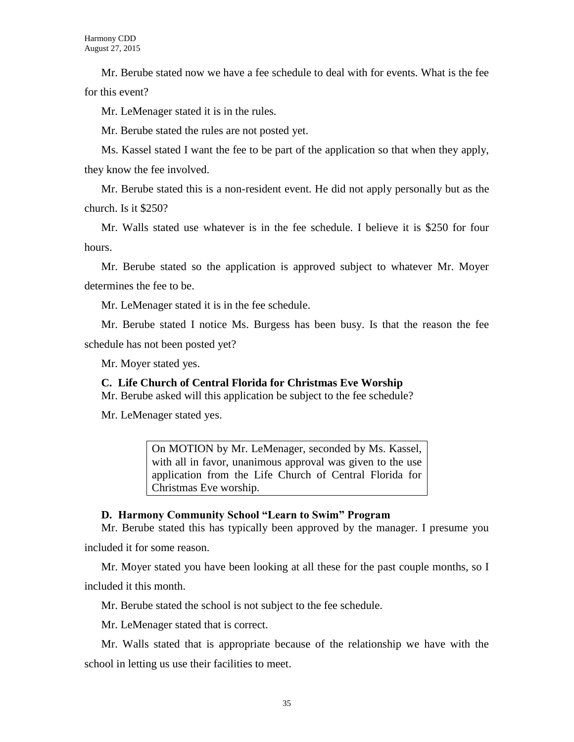Mr. Berube stated now we have a fee schedule to deal with for events. What is the fee for this event?

Mr. LeMenager stated it is in the rules.

Mr. Berube stated the rules are not posted yet.

Ms. Kassel stated I want the fee to be part of the application so that when they apply, they know the fee involved.

Mr. Berube stated this is a non-resident event. He did not apply personally but as the church. Is it $250?

Mr. Walls stated use whatever is in the fee schedule. I believe it is $250 for four hours.

Mr. Berube stated so the application is approved subject to whatever Mr. Moyer determines the fee to be.

Mr. LeMenager stated it is in the fee schedule.

Mr. Berube stated I notice Ms. Burgess has been busy. Is that the reason the fee schedule has not been posted yet?

Mr. Moyer stated yes.

**C. Life Church of Central Florida for Christmas Eve Worship**

Mr. Berube asked will this application be subject to the fee schedule?

Mr. LeMenager stated yes.

> On MOTION by Mr. LeMenager, seconded by Ms. Kassel, with all in favor, unanimous approval was given to the use application from the Life Church of Central Florida for Christmas Eve worship.

**D. Harmony Community School "Learn to Swim" Program**

Mr. Berube stated this has typically been approved by the manager. I presume you included it for some reason.

Mr. Moyer stated you have been looking at all these for the past couple months, so I included it this month.

Mr. Berube stated the school is not subject to the fee schedule.

Mr. LeMenager stated that is correct.

Mr. Walls stated that is appropriate because of the relationship we have with the school in letting us use their facilities to meet.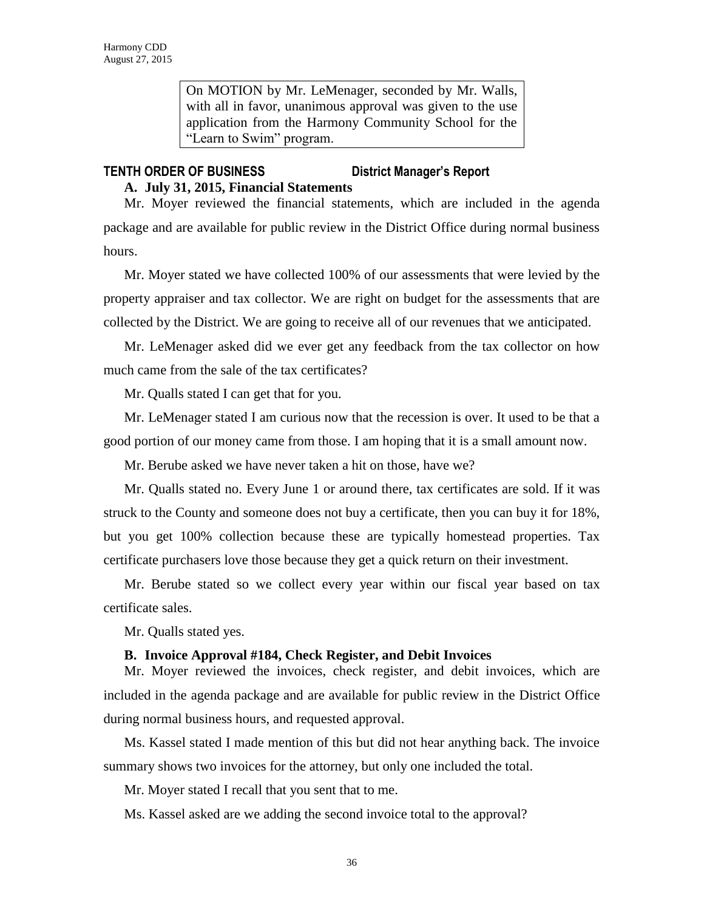> On MOTION by Mr. LeMenager, seconded by Mr. Walls, with all in favor, unanimous approval was given to the use application from the Harmony Community School for the "Learn to Swim" program.

## TENTH ORDER OF BUSINESS — District Manager's Report

### A. July 31, 2015, Financial Statements

Mr. Moyer reviewed the financial statements, which are included in the agenda package and are available for public review in the District Office during normal business hours.

Mr. Moyer stated we have collected 100% of our assessments that were levied by the property appraiser and tax collector. We are right on budget for the assessments that are collected by the District. We are going to receive all of our revenues that we anticipated.

Mr. LeMenager asked did we ever get any feedback from the tax collector on how much came from the sale of the tax certificates?

Mr. Qualls stated I can get that for you.

Mr. LeMenager stated I am curious now that the recession is over. It used to be that a good portion of our money came from those. I am hoping that it is a small amount now.

Mr. Berube asked we have never taken a hit on those, have we?

Mr. Qualls stated no. Every June 1 or around there, tax certificates are sold. If it was struck to the County and someone does not buy a certificate, then you can buy it for 18%, but you get 100% collection because these are typically homestead properties. Tax certificate purchasers love those because they get a quick return on their investment.

Mr. Berube stated so we collect every year within our fiscal year based on tax certificate sales.

Mr. Qualls stated yes.

### B. Invoice Approval #184, Check Register, and Debit Invoices

Mr. Moyer reviewed the invoices, check register, and debit invoices, which are included in the agenda package and are available for public review in the District Office during normal business hours, and requested approval.

Ms. Kassel stated I made mention of this but did not hear anything back. The invoice summary shows two invoices for the attorney, but only one included the total.

Mr. Moyer stated I recall that you sent that to me.

Ms. Kassel asked are we adding the second invoice total to the approval?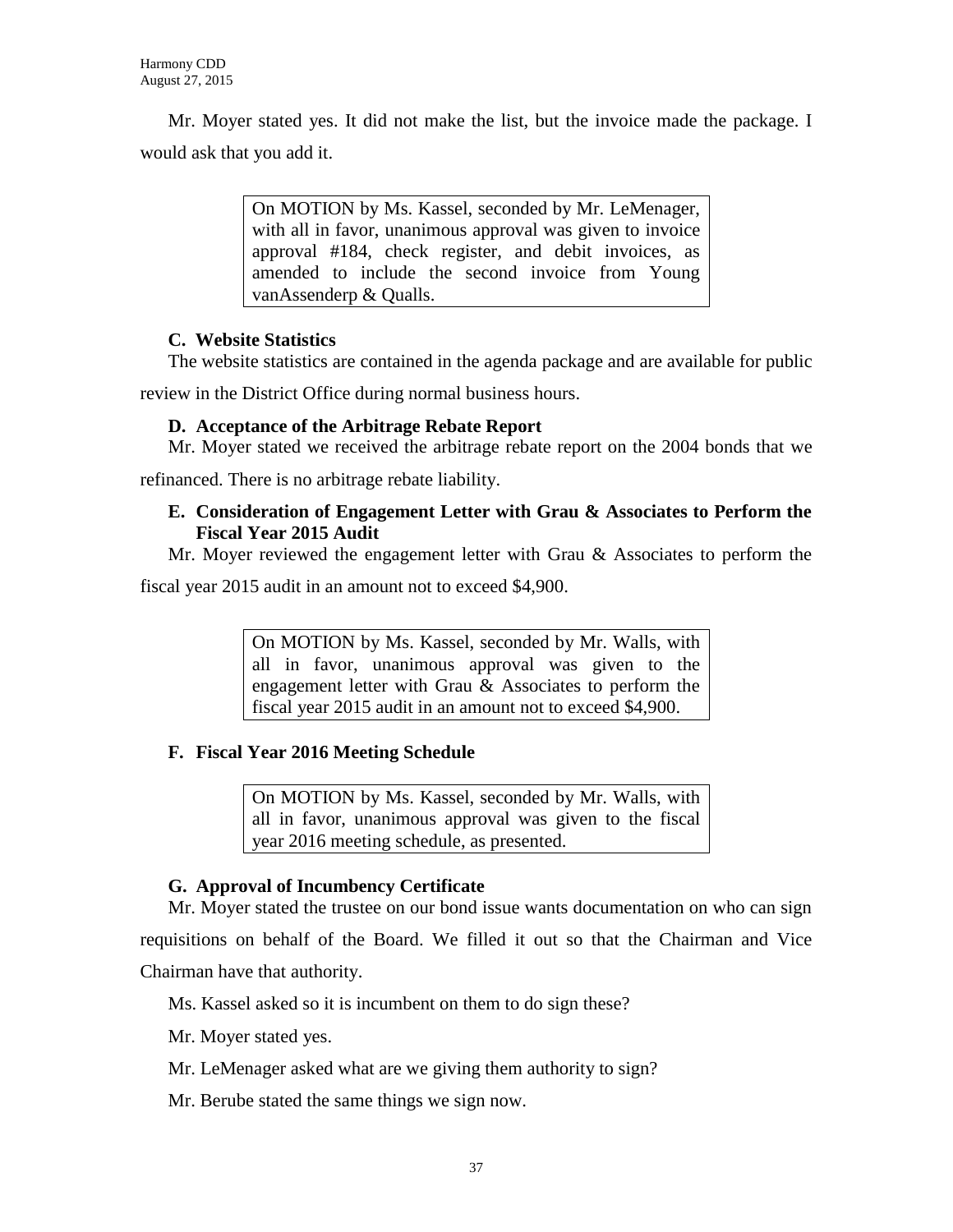Mr. Moyer stated yes. It did not make the list, but the invoice made the package. I would ask that you add it.

> On MOTION by Ms. Kassel, seconded by Mr. LeMenager, with all in favor, unanimous approval was given to invoice approval #184, check register, and debit invoices, as amended to include the second invoice from Young vanAssenderp & Qualls.

### C. Website Statistics

The website statistics are contained in the agenda package and are available for public review in the District Office during normal business hours.

### D. Acceptance of the Arbitrage Rebate Report

Mr. Moyer stated we received the arbitrage rebate report on the 2004 bonds that we refinanced. There is no arbitrage rebate liability.

### E. Consideration of Engagement Letter with Grau & Associates to Perform the Fiscal Year 2015 Audit

Mr. Moyer reviewed the engagement letter with Grau & Associates to perform the fiscal year 2015 audit in an amount not to exceed $4,900.

> On MOTION by Ms. Kassel, seconded by Mr. Walls, with all in favor, unanimous approval was given to the engagement letter with Grau & Associates to perform the fiscal year 2015 audit in an amount not to exceed $4,900.

### F. Fiscal Year 2016 Meeting Schedule

> On MOTION by Ms. Kassel, seconded by Mr. Walls, with all in favor, unanimous approval was given to the fiscal year 2016 meeting schedule, as presented.

### G. Approval of Incumbency Certificate

Mr. Moyer stated the trustee on our bond issue wants documentation on who can sign requisitions on behalf of the Board. We filled it out so that the Chairman and Vice Chairman have that authority.

Ms. Kassel asked so it is incumbent on them to do sign these?

Mr. Moyer stated yes.

Mr. LeMenager asked what are we giving them authority to sign?

Mr. Berube stated the same things we sign now.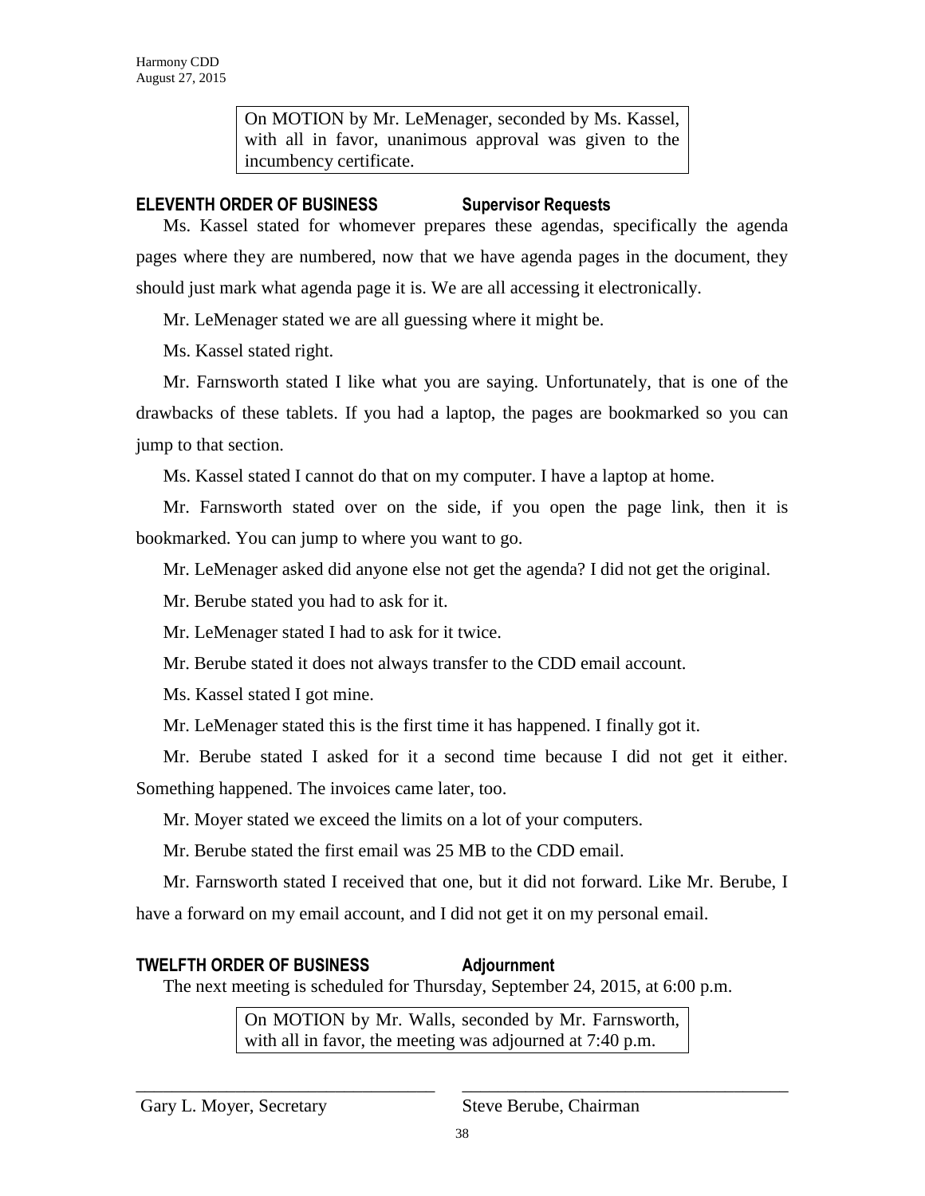On MOTION by Mr. LeMenager, seconded by Ms. Kassel, with all in favor, unanimous approval was given to the incumbency certificate.

**ELEVENTH ORDER OF BUSINESS    Supervisor Requests**

Ms. Kassel stated for whomever prepares these agendas, specifically the agenda pages where they are numbered, now that we have agenda pages in the document, they should just mark what agenda page it is. We are all accessing it electronically.

Mr. LeMenager stated we are all guessing where it might be.

Ms. Kassel stated right.

Mr. Farnsworth stated I like what you are saying. Unfortunately, that is one of the drawbacks of these tablets. If you had a laptop, the pages are bookmarked so you can jump to that section.

Ms. Kassel stated I cannot do that on my computer. I have a laptop at home.

Mr. Farnsworth stated over on the side, if you open the page link, then it is bookmarked. You can jump to where you want to go.

Mr. LeMenager asked did anyone else not get the agenda? I did not get the original.

Mr. Berube stated you had to ask for it.

Mr. LeMenager stated I had to ask for it twice.

Mr. Berube stated it does not always transfer to the CDD email account.

Ms. Kassel stated I got mine.

Mr. LeMenager stated this is the first time it has happened. I finally got it.

Mr. Berube stated I asked for it a second time because I did not get it either. Something happened. The invoices came later, too.

Mr. Moyer stated we exceed the limits on a lot of your computers.

Mr. Berube stated the first email was 25 MB to the CDD email.

Mr. Farnsworth stated I received that one, but it did not forward. Like Mr. Berube, I have a forward on my email account, and I did not get it on my personal email.

**TWELFTH ORDER OF BUSINESS    Adjournment**

The next meeting is scheduled for Thursday, September 24, 2015, at 6:00 p.m.

On MOTION by Mr. Walls, seconded by Mr. Farnsworth, with all in favor, the meeting was adjourned at 7:40 p.m.

\_\_\_\_\_\_\_\_\_\_\_\_\_\_\_\_\_\_\_\_\_\_\_\_\_\_\_\_\_\_\_\_    \_\_\_\_\_\_\_\_\_\_\_\_\_\_\_\_\_\_\_\_\_\_\_\_\_\_\_\_\_\_\_\_

Gary L. Moyer, Secretary    Steve Berube, Chairman